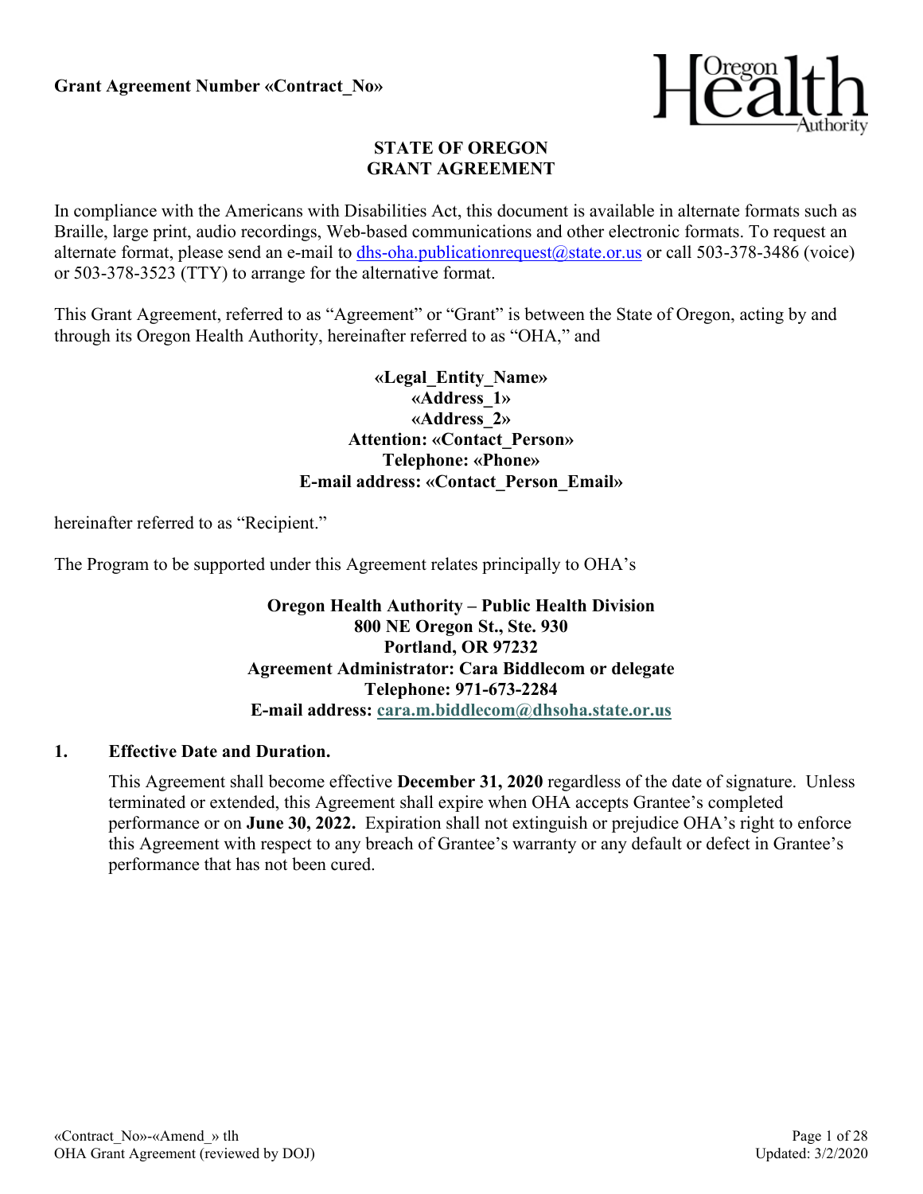**Grant Agreement Number «Contract_No»**

# STATE OF OREGON
# GRANT AGREEMENT

In compliance with the Americans with Disabilities Act, this document is available in alternate formats such as Braille, large print, audio recordings, Web-based communications and other electronic formats. To request an alternate format, please send an e-mail to dhs-oha.publicationrequest@state.or.us or call 503-378-3486 (voice) or 503-378-3523 (TTY) to arrange for the alternative format.

This Grant Agreement, referred to as "Agreement" or "Grant" is between the State of Oregon, acting by and through its Oregon Health Authority, hereinafter referred to as "OHA," and

**«Legal_Entity_Name»**
**«Address_1»**
**«Address_2»**
**Attention: «Contact_Person»**
**Telephone: «Phone»**
**E-mail address: «Contact_Person_Email»**

hereinafter referred to as "Recipient."

The Program to be supported under this Agreement relates principally to OHA's

**Oregon Health Authority – Public Health Division**
**800 NE Oregon St., Ste. 930**
**Portland, OR 97232**
**Agreement Administrator: Cara Biddlecom or delegate**
**Telephone: 971-673-2284**
**E-mail address: cara.m.biddlecom@dhsoha.state.or.us**

## 1. Effective Date and Duration.

This Agreement shall become effective **December 31, 2020** regardless of the date of signature. Unless terminated or extended, this Agreement shall expire when OHA accepts Grantee's completed performance or on **June 30, 2022.** Expiration shall not extinguish or prejudice OHA's right to enforce this Agreement with respect to any breach of Grantee's warranty or any default or defect in Grantee's performance that has not been cured.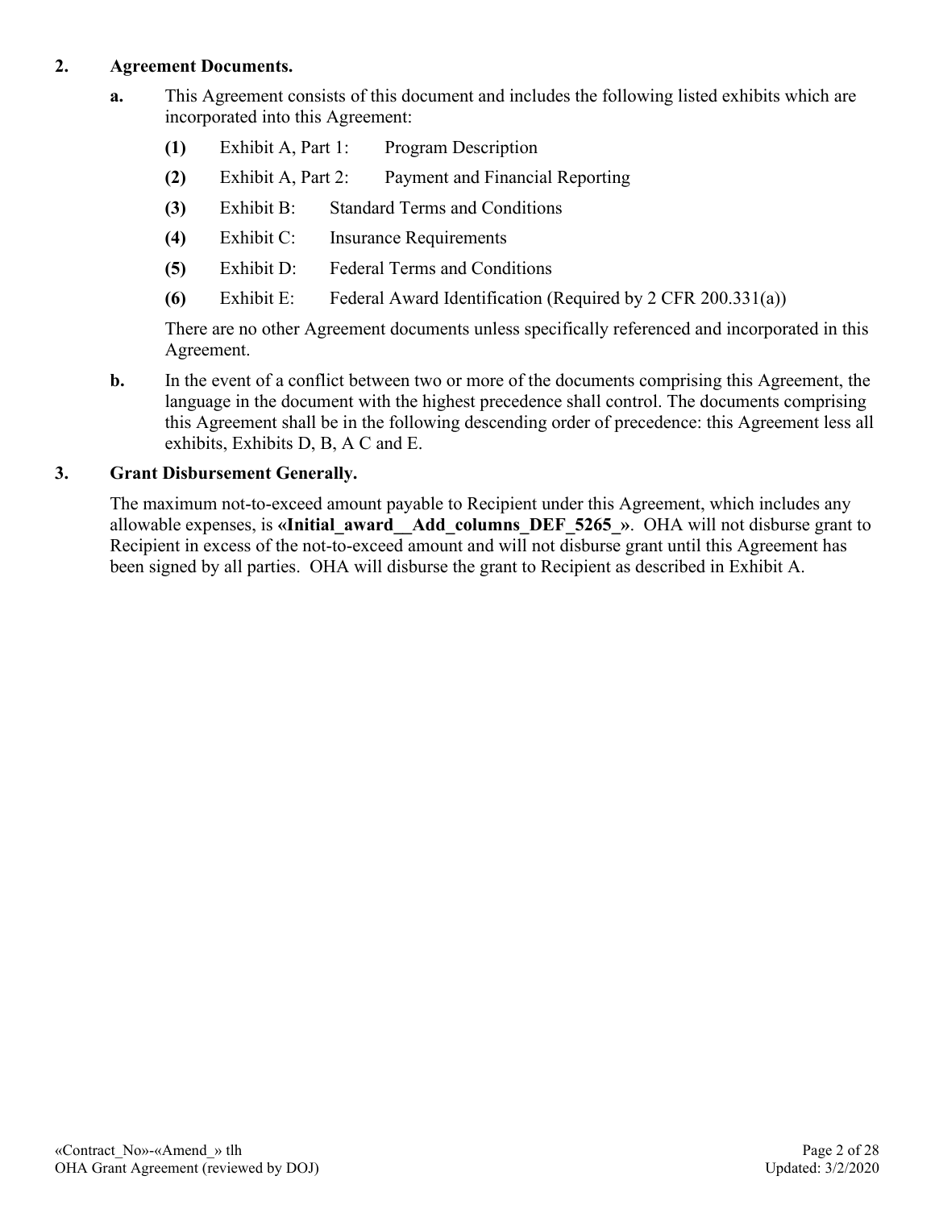**2. Agreement Documents.**

**a.** This Agreement consists of this document and includes the following listed exhibits which are incorporated into this Agreement:

**(1)** Exhibit A, Part 1: Program Description

**(2)** Exhibit A, Part 2: Payment and Financial Reporting

**(3)** Exhibit B: Standard Terms and Conditions

**(4)** Exhibit C: Insurance Requirements

**(5)** Exhibit D: Federal Terms and Conditions

**(6)** Exhibit E: Federal Award Identification (Required by 2 CFR 200.331(a))

There are no other Agreement documents unless specifically referenced and incorporated in this Agreement.

**b.** In the event of a conflict between two or more of the documents comprising this Agreement, the language in the document with the highest precedence shall control. The documents comprising this Agreement shall be in the following descending order of precedence: this Agreement less all exhibits, Exhibits D, B, A C and E.

**3. Grant Disbursement Generally.**

The maximum not-to-exceed amount payable to Recipient under this Agreement, which includes any allowable expenses, is **«Initial_award__Add_columns_DEF_5265_»**. OHA will not disburse grant to Recipient in excess of the not-to-exceed amount and will not disburse grant until this Agreement has been signed by all parties. OHA will disburse the grant to Recipient as described in Exhibit A.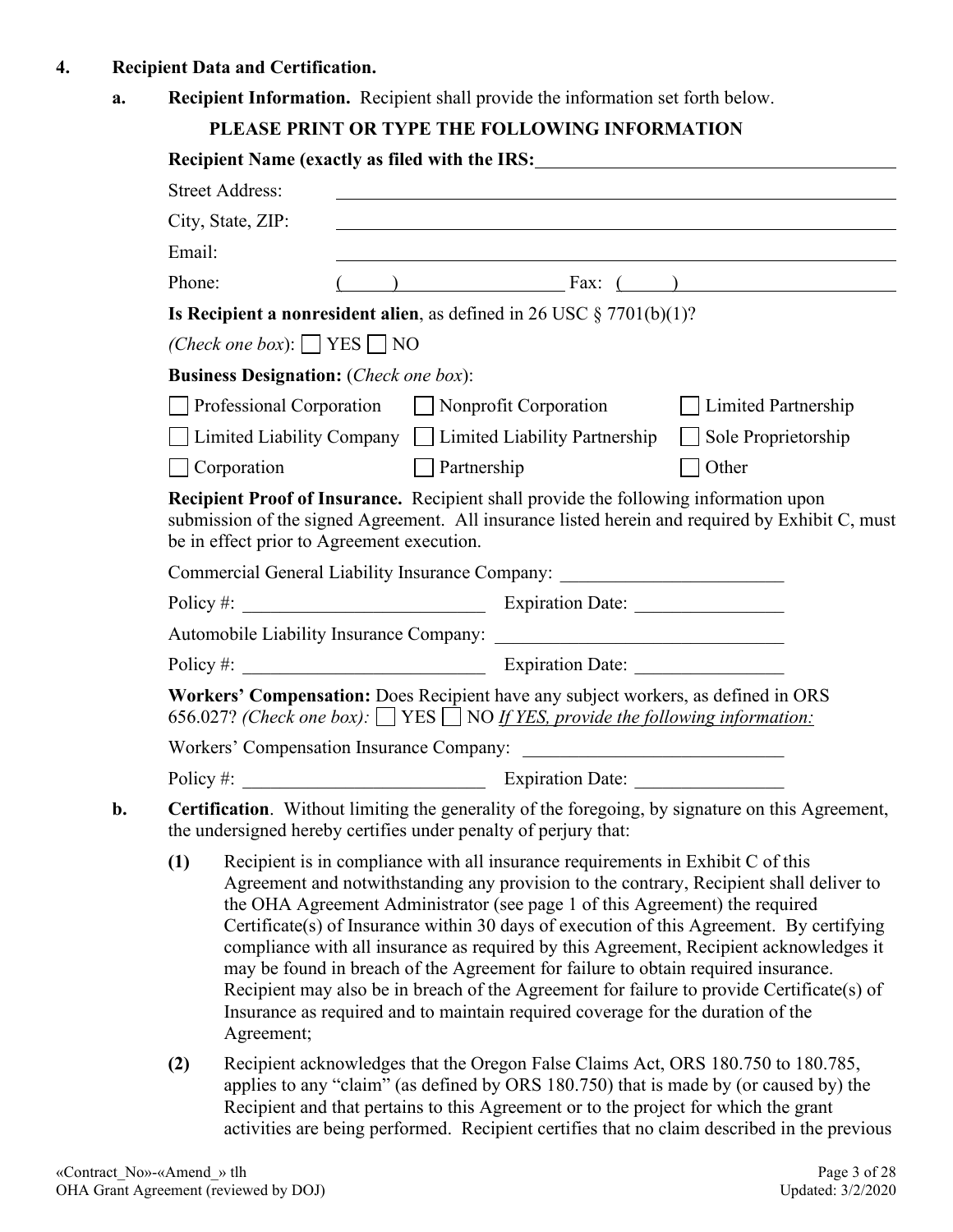## 4. Recipient Data and Certification.

**a. Recipient Information.** Recipient shall provide the information set forth below.

**PLEASE PRINT OR TYPE THE FOLLOWING INFORMATION**

**Recipient Name (exactly as filed with the IRS:** ______________________________

Street Address: ______________________________

City, State, ZIP: ______________________________

Email: ______________________________

Phone: (    ) ______________ Fax: (    ) ______________

**Is Recipient a nonresident alien**, as defined in 26 USC § 7701(b)(1)?

*(Check one box)*: ☐ YES ☐ NO

**Business Designation:** (*Check one box*):

☐ Professional Corporation ☐ Nonprofit Corporation ☐ Limited Partnership

☐ Limited Liability Company ☐ Limited Liability Partnership ☐ Sole Proprietorship

☐ Corporation ☐ Partnership ☐ Other

**Recipient Proof of Insurance.** Recipient shall provide the following information upon submission of the signed Agreement. All insurance listed herein and required by Exhibit C, must be in effect prior to Agreement execution.

Commercial General Liability Insurance Company: ______________________

Policy #: ______________________ Expiration Date: ______________

Automobile Liability Insurance Company: ______________________

Policy #: ______________________ Expiration Date: ______________

**Workers' Compensation:** Does Recipient have any subject workers, as defined in ORS 656.027? *(Check one box):* ☐ YES ☐ NO *If YES, provide the following information:*

Workers' Compensation Insurance Company: ______________________

Policy #: ______________________ Expiration Date: ______________

**b. Certification**. Without limiting the generality of the foregoing, by signature on this Agreement, the undersigned hereby certifies under penalty of perjury that:

**(1)** Recipient is in compliance with all insurance requirements in Exhibit C of this Agreement and notwithstanding any provision to the contrary, Recipient shall deliver to the OHA Agreement Administrator (see page 1 of this Agreement) the required Certificate(s) of Insurance within 30 days of execution of this Agreement. By certifying compliance with all insurance as required by this Agreement, Recipient acknowledges it may be found in breach of the Agreement for failure to obtain required insurance. Recipient may also be in breach of the Agreement for failure to provide Certificate(s) of Insurance as required and to maintain required coverage for the duration of the Agreement;

**(2)** Recipient acknowledges that the Oregon False Claims Act, ORS 180.750 to 180.785, applies to any "claim" (as defined by ORS 180.750) that is made by (or caused by) the Recipient and that pertains to this Agreement or to the project for which the grant activities are being performed. Recipient certifies that no claim described in the previous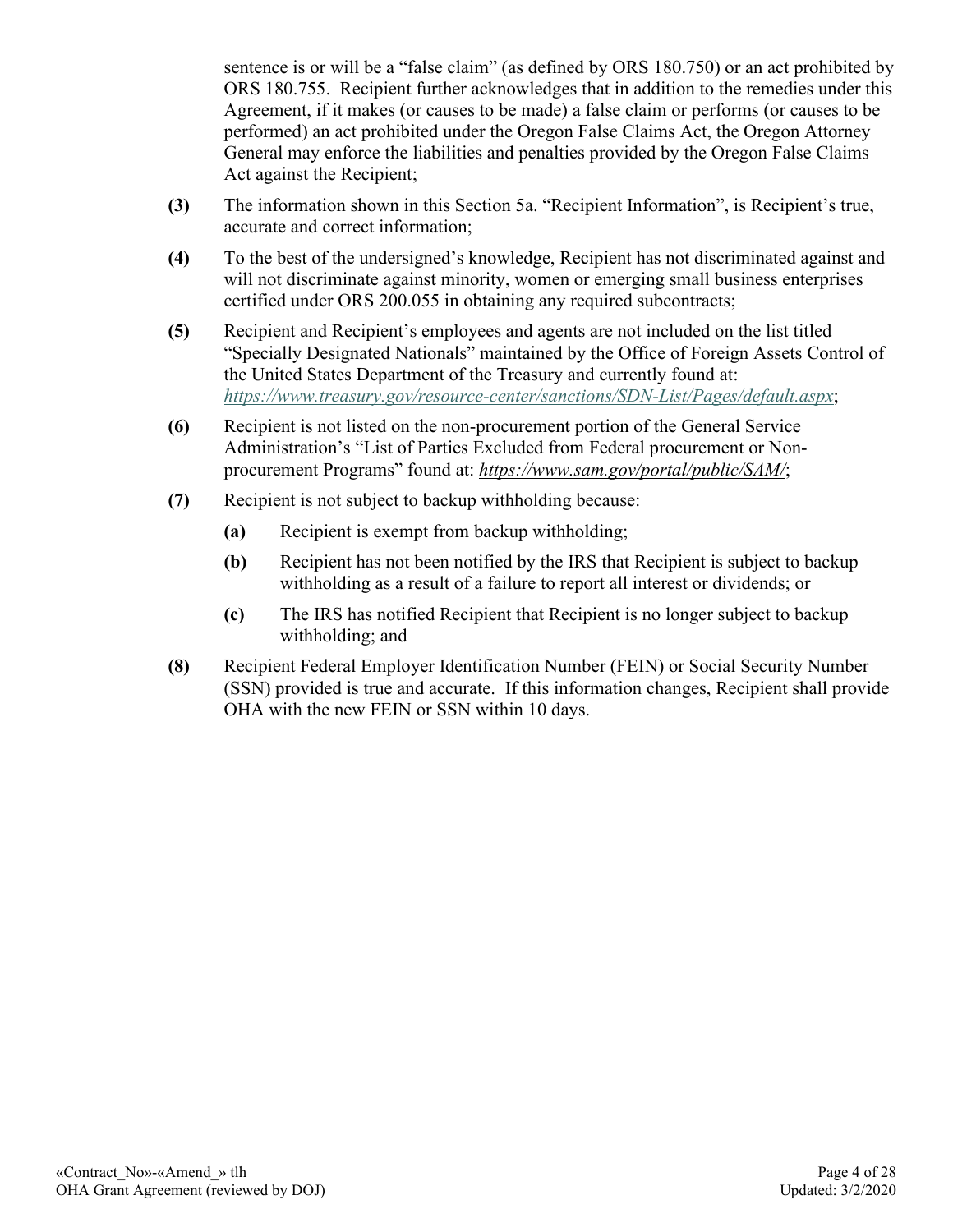sentence is or will be a "false claim" (as defined by ORS 180.750) or an act prohibited by ORS 180.755. Recipient further acknowledges that in addition to the remedies under this Agreement, if it makes (or causes to be made) a false claim or performs (or causes to be performed) an act prohibited under the Oregon False Claims Act, the Oregon Attorney General may enforce the liabilities and penalties provided by the Oregon False Claims Act against the Recipient;

**(3)** The information shown in this Section 5a. "Recipient Information", is Recipient's true, accurate and correct information;

**(4)** To the best of the undersigned's knowledge, Recipient has not discriminated against and will not discriminate against minority, women or emerging small business enterprises certified under ORS 200.055 in obtaining any required subcontracts;

**(5)** Recipient and Recipient's employees and agents are not included on the list titled "Specially Designated Nationals" maintained by the Office of Foreign Assets Control of the United States Department of the Treasury and currently found at: *https://www.treasury.gov/resource-center/sanctions/SDN-List/Pages/default.aspx*;

**(6)** Recipient is not listed on the non-procurement portion of the General Service Administration's "List of Parties Excluded from Federal procurement or Non-procurement Programs" found at: *https://www.sam.gov/portal/public/SAM/*;

**(7)** Recipient is not subject to backup withholding because:

**(a)** Recipient is exempt from backup withholding;

**(b)** Recipient has not been notified by the IRS that Recipient is subject to backup withholding as a result of a failure to report all interest or dividends; or

**(c)** The IRS has notified Recipient that Recipient is no longer subject to backup withholding; and

**(8)** Recipient Federal Employer Identification Number (FEIN) or Social Security Number (SSN) provided is true and accurate. If this information changes, Recipient shall provide OHA with the new FEIN or SSN within 10 days.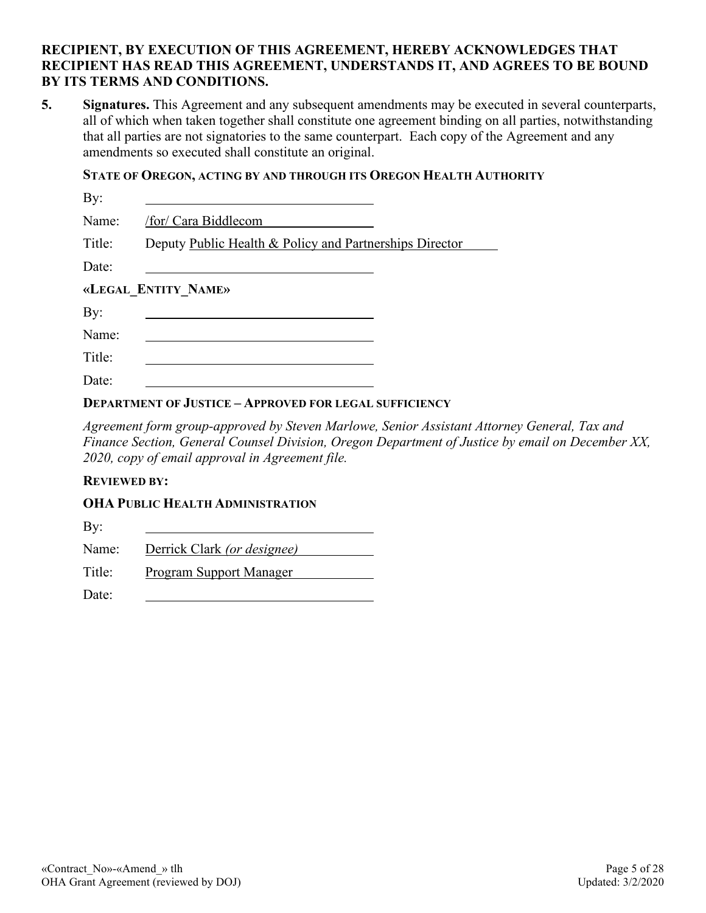**RECIPIENT, BY EXECUTION OF THIS AGREEMENT, HEREBY ACKNOWLEDGES THAT RECIPIENT HAS READ THIS AGREEMENT, UNDERSTANDS IT, AND AGREES TO BE BOUND BY ITS TERMS AND CONDITIONS.**

**5. Signatures.** This Agreement and any subsequent amendments may be executed in several counterparts, all of which when taken together shall constitute one agreement binding on all parties, notwithstanding that all parties are not signatories to the same counterpart. Each copy of the Agreement and any amendments so executed shall constitute an original.

**STATE OF OREGON, ACTING BY AND THROUGH ITS OREGON HEALTH AUTHORITY**

By: \_\_\_\_\_\_\_\_\_\_\_\_\_\_\_\_\_\_\_\_\_\_\_\_\_\_\_\_\_\_

Name: /for/ Cara Biddlecom

Title: Deputy Public Health & Policy and Partnerships Director

Date: \_\_\_\_\_\_\_\_\_\_\_\_\_\_\_\_\_\_\_\_\_\_\_\_\_\_\_\_\_\_

**«LEGAL_ENTITY_NAME»**

By: \_\_\_\_\_\_\_\_\_\_\_\_\_\_\_\_\_\_\_\_\_\_\_\_\_\_\_\_\_\_

Name: \_\_\_\_\_\_\_\_\_\_\_\_\_\_\_\_\_\_\_\_\_\_\_\_\_\_\_\_\_\_

Title: \_\_\_\_\_\_\_\_\_\_\_\_\_\_\_\_\_\_\_\_\_\_\_\_\_\_\_\_\_\_

Date: \_\_\_\_\_\_\_\_\_\_\_\_\_\_\_\_\_\_\_\_\_\_\_\_\_\_\_\_\_\_

**DEPARTMENT OF JUSTICE – APPROVED FOR LEGAL SUFFICIENCY**

*Agreement form group-approved by Steven Marlowe, Senior Assistant Attorney General, Tax and Finance Section, General Counsel Division, Oregon Department of Justice by email on December XX, 2020, copy of email approval in Agreement file.*

**REVIEWED BY:**

**OHA PUBLIC HEALTH ADMINISTRATION**

By: \_\_\_\_\_\_\_\_\_\_\_\_\_\_\_\_\_\_\_\_\_\_\_\_\_\_\_\_\_\_

Name: Derrick Clark *(or designee)*

Title: Program Support Manager

Date: \_\_\_\_\_\_\_\_\_\_\_\_\_\_\_\_\_\_\_\_\_\_\_\_\_\_\_\_\_\_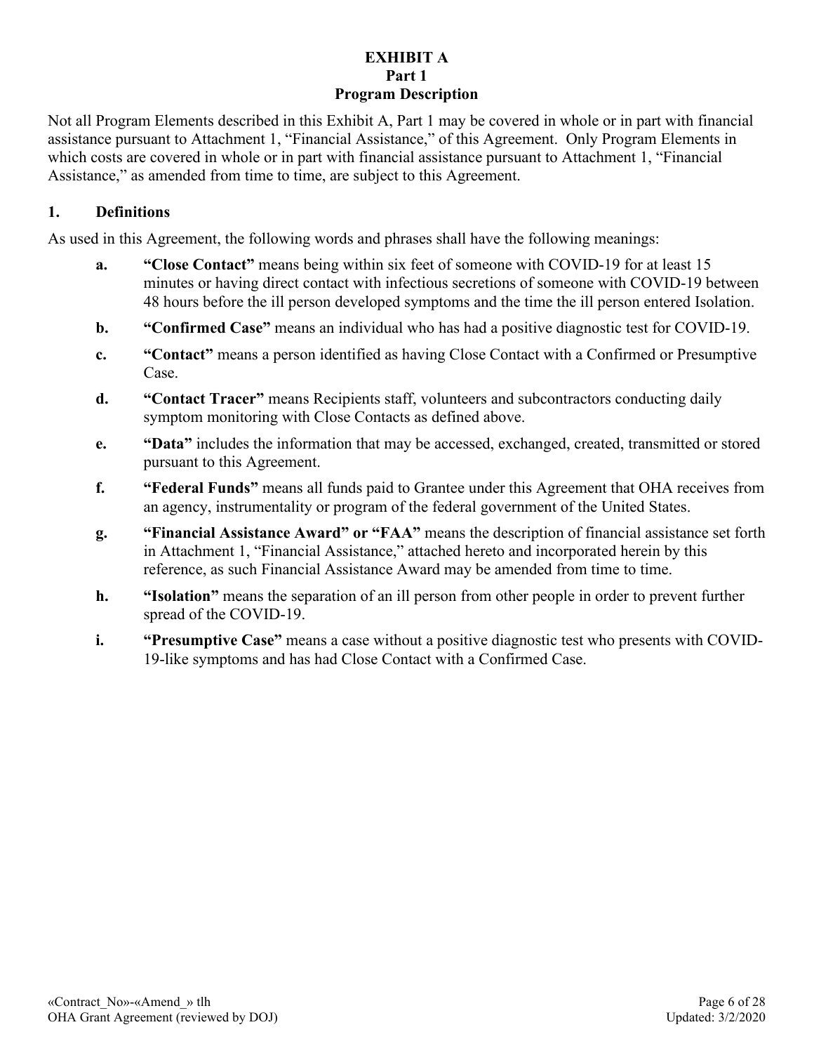# EXHIBIT A
## Part 1
## Program Description

Not all Program Elements described in this Exhibit A, Part 1 may be covered in whole or in part with financial assistance pursuant to Attachment 1, "Financial Assistance," of this Agreement. Only Program Elements in which costs are covered in whole or in part with financial assistance pursuant to Attachment 1, "Financial Assistance," as amended from time to time, are subject to this Agreement.

### 1. Definitions

As used in this Agreement, the following words and phrases shall have the following meanings:

- **a. "Close Contact"** means being within six feet of someone with COVID-19 for at least 15 minutes or having direct contact with infectious secretions of someone with COVID-19 between 48 hours before the ill person developed symptoms and the time the ill person entered Isolation.
- **b. "Confirmed Case"** means an individual who has had a positive diagnostic test for COVID-19.
- **c. "Contact"** means a person identified as having Close Contact with a Confirmed or Presumptive Case.
- **d. "Contact Tracer"** means Recipients staff, volunteers and subcontractors conducting daily symptom monitoring with Close Contacts as defined above.
- **e. "Data"** includes the information that may be accessed, exchanged, created, transmitted or stored pursuant to this Agreement.
- **f. "Federal Funds"** means all funds paid to Grantee under this Agreement that OHA receives from an agency, instrumentality or program of the federal government of the United States.
- **g. "Financial Assistance Award" or "FAA"** means the description of financial assistance set forth in Attachment 1, "Financial Assistance," attached hereto and incorporated herein by this reference, as such Financial Assistance Award may be amended from time to time.
- **h. "Isolation"** means the separation of an ill person from other people in order to prevent further spread of the COVID-19.
- **i. "Presumptive Case"** means a case without a positive diagnostic test who presents with COVID-19-like symptoms and has had Close Contact with a Confirmed Case.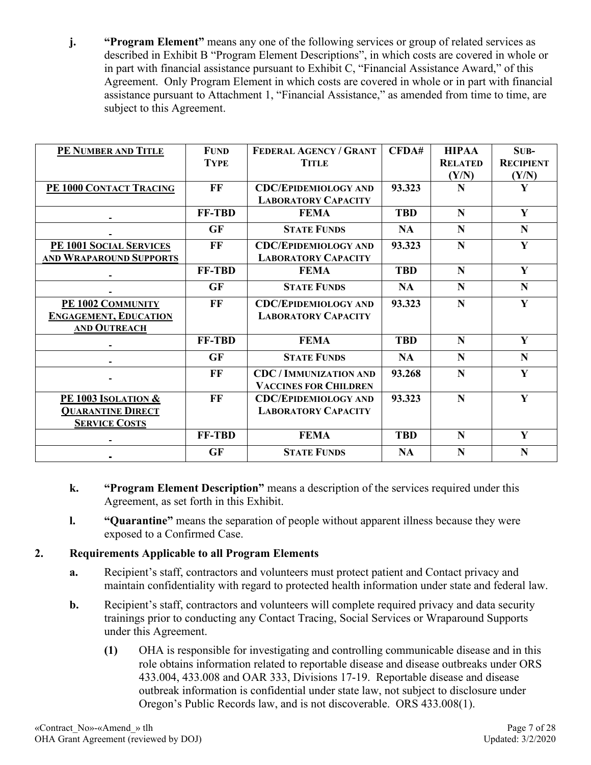**j.** **"Program Element"** means any one of the following services or group of related services as described in Exhibit B "Program Element Descriptions", in which costs are covered in whole or in part with financial assistance pursuant to Exhibit C, "Financial Assistance Award," of this Agreement. Only Program Element in which costs are covered in whole or in part with financial assistance pursuant to Attachment 1, "Financial Assistance," as amended from time to time, are subject to this Agreement.

| PE Number and Title | Fund Type | Federal Agency / Grant Title | CFDA# | HIPAA Related (Y/N) | Sub-Recipient (Y/N) |
|---|---|---|---|---|---|
| PE 1000 Contact Tracing | FF | CDC/Epidemiology and Laboratory Capacity | 93.323 | N | Y |
| | FF-TBD | FEMA | TBD | N | Y |
| | GF | State Funds | NA | N | N |
| PE 1001 Social Services and Wraparound Supports | FF | CDC/Epidemiology and Laboratory Capacity | 93.323 | N | Y |
| | FF-TBD | FEMA | TBD | N | Y |
| | GF | State Funds | NA | N | N |
| PE 1002 Community Engagement, Education and Outreach | FF | CDC/Epidemiology and Laboratory Capacity | 93.323 | N | Y |
| | FF-TBD | FEMA | TBD | N | Y |
| | GF | State Funds | NA | N | N |
| | FF | CDC / Immunization and Vaccines for Children | 93.268 | N | Y |
| PE 1003 Isolation & Quarantine Direct Service Costs | FF | CDC/Epidemiology and Laboratory Capacity | 93.323 | N | Y |
| | FF-TBD | FEMA | TBD | N | Y |
| | GF | State Funds | NA | N | N |

**k.** **"Program Element Description"** means a description of the services required under this Agreement, as set forth in this Exhibit.

**l.** **"Quarantine"** means the separation of people without apparent illness because they were exposed to a Confirmed Case.

**2. Requirements Applicable to all Program Elements**

**a.** Recipient's staff, contractors and volunteers must protect patient and Contact privacy and maintain confidentiality with regard to protected health information under state and federal law.

**b.** Recipient's staff, contractors and volunteers will complete required privacy and data security trainings prior to conducting any Contact Tracing, Social Services or Wraparound Supports under this Agreement.

**(1)** OHA is responsible for investigating and controlling communicable disease and in this role obtains information related to reportable disease and disease outbreaks under ORS 433.004, 433.008 and OAR 333, Divisions 17-19. Reportable disease and disease outbreak information is confidential under state law, not subject to disclosure under Oregon's Public Records law, and is not discoverable. ORS 433.008(1).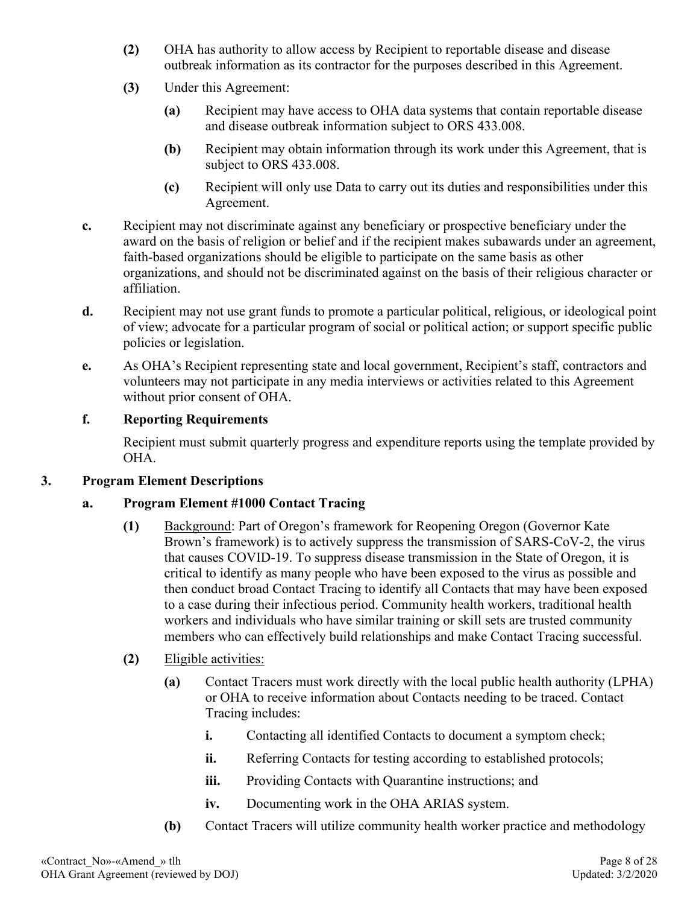**(2)** OHA has authority to allow access by Recipient to reportable disease and disease outbreak information as its contractor for the purposes described in this Agreement.

**(3)** Under this Agreement:

**(a)** Recipient may have access to OHA data systems that contain reportable disease and disease outbreak information subject to ORS 433.008.

**(b)** Recipient may obtain information through its work under this Agreement, that is subject to ORS 433.008.

**(c)** Recipient will only use Data to carry out its duties and responsibilities under this Agreement.

**c.** Recipient may not discriminate against any beneficiary or prospective beneficiary under the award on the basis of religion or belief and if the recipient makes subawards under an agreement, faith-based organizations should be eligible to participate on the same basis as other organizations, and should not be discriminated against on the basis of their religious character or affiliation.

**d.** Recipient may not use grant funds to promote a particular political, religious, or ideological point of view; advocate for a particular program of social or political action; or support specific public policies or legislation.

**e.** As OHA's Recipient representing state and local government, Recipient's staff, contractors and volunteers may not participate in any media interviews or activities related to this Agreement without prior consent of OHA.

**f. Reporting Requirements**

Recipient must submit quarterly progress and expenditure reports using the template provided by OHA.

## 3. Program Element Descriptions

### a. Program Element #1000 Contact Tracing

**(1)** Background: Part of Oregon's framework for Reopening Oregon (Governor Kate Brown's framework) is to actively suppress the transmission of SARS-CoV-2, the virus that causes COVID-19. To suppress disease transmission in the State of Oregon, it is critical to identify as many people who have been exposed to the virus as possible and then conduct broad Contact Tracing to identify all Contacts that may have been exposed to a case during their infectious period. Community health workers, traditional health workers and individuals who have similar training or skill sets are trusted community members who can effectively build relationships and make Contact Tracing successful.

**(2)** Eligible activities:

**(a)** Contact Tracers must work directly with the local public health authority (LPHA) or OHA to receive information about Contacts needing to be traced. Contact Tracing includes:

**i.** Contacting all identified Contacts to document a symptom check;

**ii.** Referring Contacts for testing according to established protocols;

**iii.** Providing Contacts with Quarantine instructions; and

**iv.** Documenting work in the OHA ARIAS system.

**(b)** Contact Tracers will utilize community health worker practice and methodology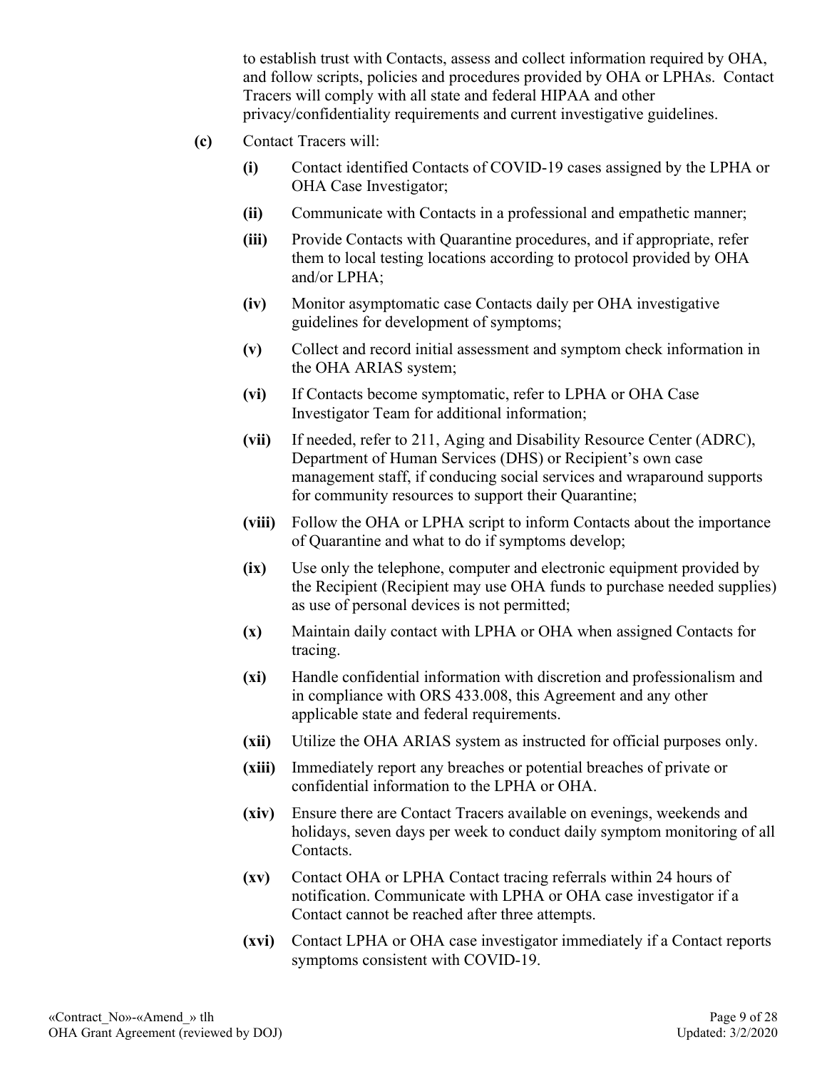to establish trust with Contacts, assess and collect information required by OHA, and follow scripts, policies and procedures provided by OHA or LPHAs. Contact Tracers will comply with all state and federal HIPAA and other privacy/confidentiality requirements and current investigative guidelines.

**(c)** Contact Tracers will:

**(i)** Contact identified Contacts of COVID-19 cases assigned by the LPHA or OHA Case Investigator;

**(ii)** Communicate with Contacts in a professional and empathetic manner;

**(iii)** Provide Contacts with Quarantine procedures, and if appropriate, refer them to local testing locations according to protocol provided by OHA and/or LPHA;

**(iv)** Monitor asymptomatic case Contacts daily per OHA investigative guidelines for development of symptoms;

**(v)** Collect and record initial assessment and symptom check information in the OHA ARIAS system;

**(vi)** If Contacts become symptomatic, refer to LPHA or OHA Case Investigator Team for additional information;

**(vii)** If needed, refer to 211, Aging and Disability Resource Center (ADRC), Department of Human Services (DHS) or Recipient's own case management staff, if conducing social services and wraparound supports for community resources to support their Quarantine;

**(viii)** Follow the OHA or LPHA script to inform Contacts about the importance of Quarantine and what to do if symptoms develop;

**(ix)** Use only the telephone, computer and electronic equipment provided by the Recipient (Recipient may use OHA funds to purchase needed supplies) as use of personal devices is not permitted;

**(x)** Maintain daily contact with LPHA or OHA when assigned Contacts for tracing.

**(xi)** Handle confidential information with discretion and professionalism and in compliance with ORS 433.008, this Agreement and any other applicable state and federal requirements.

**(xii)** Utilize the OHA ARIAS system as instructed for official purposes only.

**(xiii)** Immediately report any breaches or potential breaches of private or confidential information to the LPHA or OHA.

**(xiv)** Ensure there are Contact Tracers available on evenings, weekends and holidays, seven days per week to conduct daily symptom monitoring of all Contacts.

**(xv)** Contact OHA or LPHA Contact tracing referrals within 24 hours of notification. Communicate with LPHA or OHA case investigator if a Contact cannot be reached after three attempts.

**(xvi)** Contact LPHA or OHA case investigator immediately if a Contact reports symptoms consistent with COVID-19.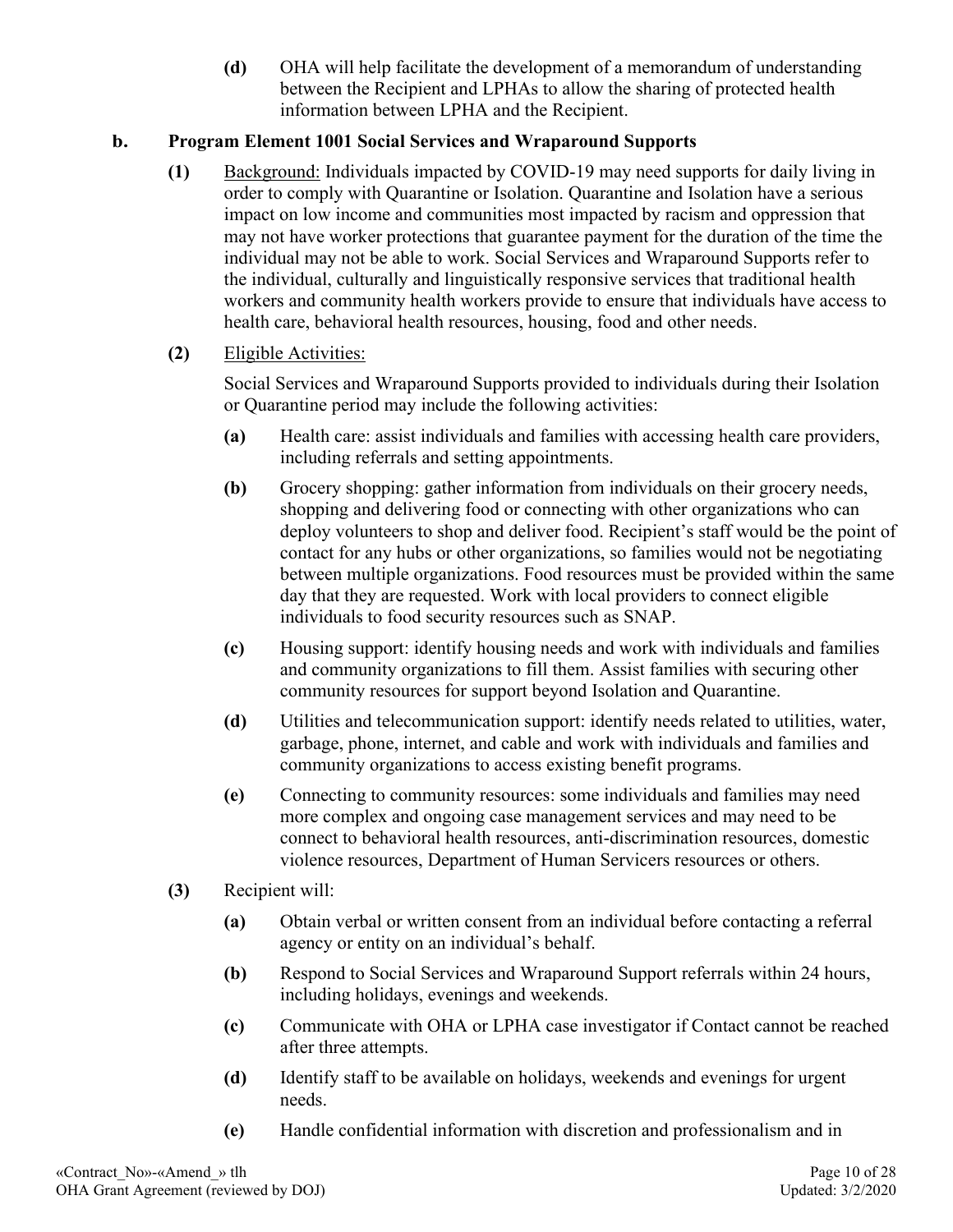**(d)** OHA will help facilitate the development of a memorandum of understanding between the Recipient and LPHAs to allow the sharing of protected health information between LPHA and the Recipient.

**b. Program Element 1001 Social Services and Wraparound Supports**

**(1)** Background: Individuals impacted by COVID-19 may need supports for daily living in order to comply with Quarantine or Isolation. Quarantine and Isolation have a serious impact on low income and communities most impacted by racism and oppression that may not have worker protections that guarantee payment for the duration of the time the individual may not be able to work. Social Services and Wraparound Supports refer to the individual, culturally and linguistically responsive services that traditional health workers and community health workers provide to ensure that individuals have access to health care, behavioral health resources, housing, food and other needs.

**(2)** Eligible Activities:

Social Services and Wraparound Supports provided to individuals during their Isolation or Quarantine period may include the following activities:

**(a)** Health care: assist individuals and families with accessing health care providers, including referrals and setting appointments.

**(b)** Grocery shopping: gather information from individuals on their grocery needs, shopping and delivering food or connecting with other organizations who can deploy volunteers to shop and deliver food. Recipient's staff would be the point of contact for any hubs or other organizations, so families would not be negotiating between multiple organizations. Food resources must be provided within the same day that they are requested. Work with local providers to connect eligible individuals to food security resources such as SNAP.

**(c)** Housing support: identify housing needs and work with individuals and families and community organizations to fill them. Assist families with securing other community resources for support beyond Isolation and Quarantine.

**(d)** Utilities and telecommunication support: identify needs related to utilities, water, garbage, phone, internet, and cable and work with individuals and families and community organizations to access existing benefit programs.

**(e)** Connecting to community resources: some individuals and families may need more complex and ongoing case management services and may need to be connect to behavioral health resources, anti-discrimination resources, domestic violence resources, Department of Human Servicers resources or others.

**(3)** Recipient will:

**(a)** Obtain verbal or written consent from an individual before contacting a referral agency or entity on an individual's behalf.

**(b)** Respond to Social Services and Wraparound Support referrals within 24 hours, including holidays, evenings and weekends.

**(c)** Communicate with OHA or LPHA case investigator if Contact cannot be reached after three attempts.

**(d)** Identify staff to be available on holidays, weekends and evenings for urgent needs.

**(e)** Handle confidential information with discretion and professionalism and in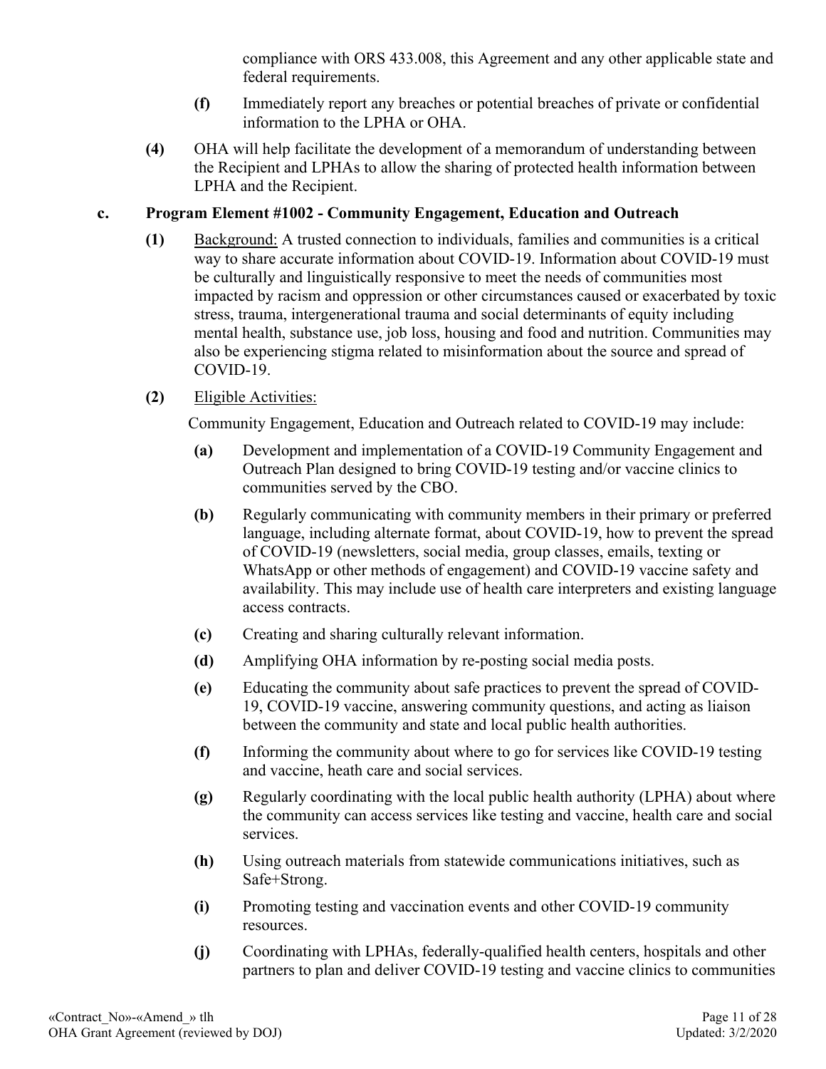compliance with ORS 433.008, this Agreement and any other applicable state and federal requirements.

**(f)** Immediately report any breaches or potential breaches of private or confidential information to the LPHA or OHA.

**(4)** OHA will help facilitate the development of a memorandum of understanding between the Recipient and LPHAs to allow the sharing of protected health information between LPHA and the Recipient.

**c. Program Element #1002 - Community Engagement, Education and Outreach**

**(1)** Background: A trusted connection to individuals, families and communities is a critical way to share accurate information about COVID-19. Information about COVID-19 must be culturally and linguistically responsive to meet the needs of communities most impacted by racism and oppression or other circumstances caused or exacerbated by toxic stress, trauma, intergenerational trauma and social determinants of equity including mental health, substance use, job loss, housing and food and nutrition. Communities may also be experiencing stigma related to misinformation about the source and spread of COVID-19.

**(2)** Eligible Activities:

Community Engagement, Education and Outreach related to COVID-19 may include:

**(a)** Development and implementation of a COVID-19 Community Engagement and Outreach Plan designed to bring COVID-19 testing and/or vaccine clinics to communities served by the CBO.

**(b)** Regularly communicating with community members in their primary or preferred language, including alternate format, about COVID-19, how to prevent the spread of COVID-19 (newsletters, social media, group classes, emails, texting or WhatsApp or other methods of engagement) and COVID-19 vaccine safety and availability. This may include use of health care interpreters and existing language access contracts.

**(c)** Creating and sharing culturally relevant information.

**(d)** Amplifying OHA information by re-posting social media posts.

**(e)** Educating the community about safe practices to prevent the spread of COVID-19, COVID-19 vaccine, answering community questions, and acting as liaison between the community and state and local public health authorities.

**(f)** Informing the community about where to go for services like COVID-19 testing and vaccine, heath care and social services.

**(g)** Regularly coordinating with the local public health authority (LPHA) about where the community can access services like testing and vaccine, health care and social services.

**(h)** Using outreach materials from statewide communications initiatives, such as Safe+Strong.

**(i)** Promoting testing and vaccination events and other COVID-19 community resources.

**(j)** Coordinating with LPHAs, federally-qualified health centers, hospitals and other partners to plan and deliver COVID-19 testing and vaccine clinics to communities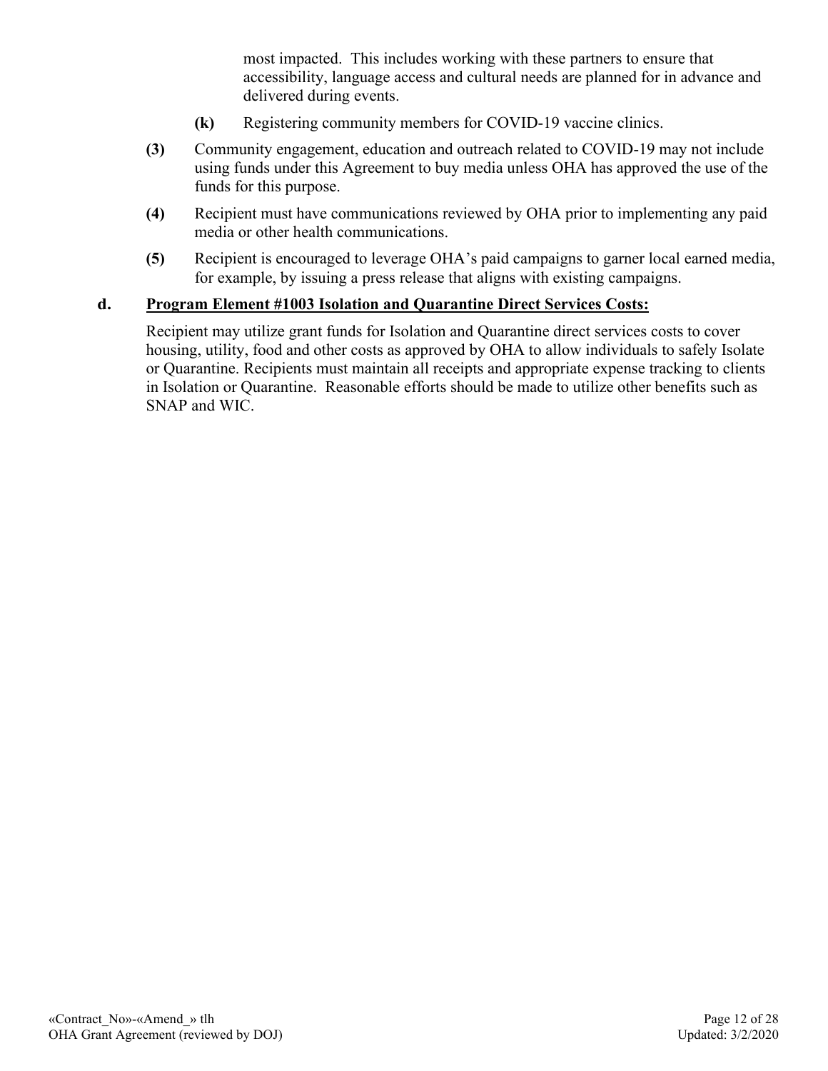most impacted. This includes working with these partners to ensure that accessibility, language access and cultural needs are planned for in advance and delivered during events.

**(k)** Registering community members for COVID-19 vaccine clinics.

**(3)** Community engagement, education and outreach related to COVID-19 may not include using funds under this Agreement to buy media unless OHA has approved the use of the funds for this purpose.

**(4)** Recipient must have communications reviewed by OHA prior to implementing any paid media or other health communications.

**(5)** Recipient is encouraged to leverage OHA's paid campaigns to garner local earned media, for example, by issuing a press release that aligns with existing campaigns.

**d. <u>Program Element #1003 Isolation and Quarantine Direct Services Costs:</u>**

Recipient may utilize grant funds for Isolation and Quarantine direct services costs to cover housing, utility, food and other costs as approved by OHA to allow individuals to safely Isolate or Quarantine. Recipients must maintain all receipts and appropriate expense tracking to clients in Isolation or Quarantine. Reasonable efforts should be made to utilize other benefits such as SNAP and WIC.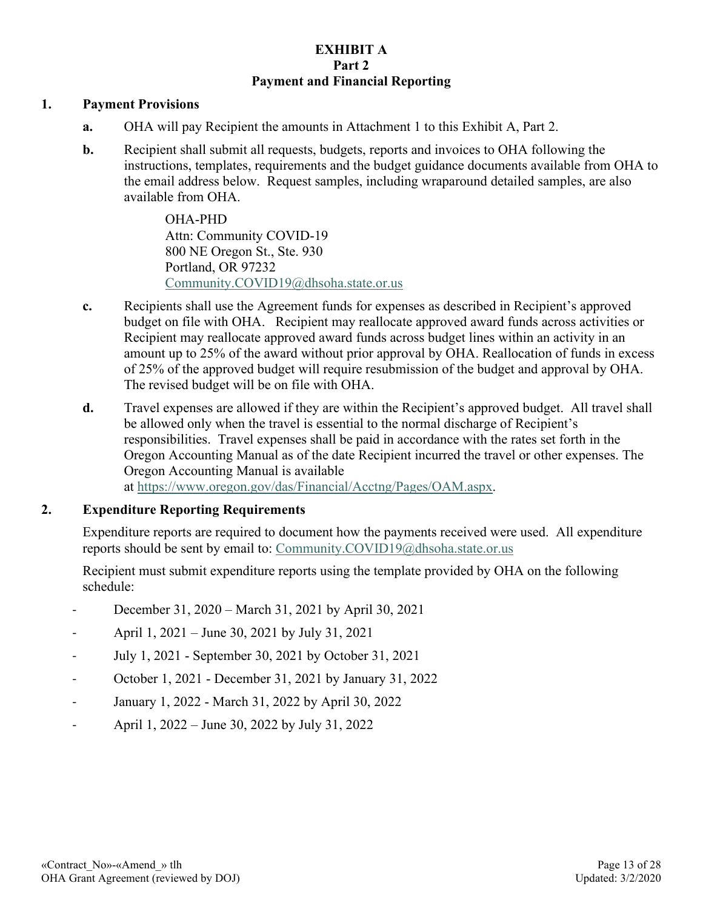# EXHIBIT A
## Part 2
## Payment and Financial Reporting

**1. Payment Provisions**

**a.** OHA will pay Recipient the amounts in Attachment 1 to this Exhibit A, Part 2.

**b.** Recipient shall submit all requests, budgets, reports and invoices to OHA following the instructions, templates, requirements and the budget guidance documents available from OHA to the email address below. Request samples, including wraparound detailed samples, are also available from OHA.

> OHA-PHD
> Attn: Community COVID-19
> 800 NE Oregon St., Ste. 930
> Portland, OR 97232
> Community.COVID19@dhsoha.state.or.us

**c.** Recipients shall use the Agreement funds for expenses as described in Recipient's approved budget on file with OHA. Recipient may reallocate approved award funds across activities or Recipient may reallocate approved award funds across budget lines within an activity in an amount up to 25% of the award without prior approval by OHA. Reallocation of funds in excess of 25% of the approved budget will require resubmission of the budget and approval by OHA. The revised budget will be on file with OHA.

**d.** Travel expenses are allowed if they are within the Recipient's approved budget. All travel shall be allowed only when the travel is essential to the normal discharge of Recipient's responsibilities. Travel expenses shall be paid in accordance with the rates set forth in the Oregon Accounting Manual as of the date Recipient incurred the travel or other expenses. The Oregon Accounting Manual is available at https://www.oregon.gov/das/Financial/Acctng/Pages/OAM.aspx.

**2. Expenditure Reporting Requirements**

Expenditure reports are required to document how the payments received were used. All expenditure reports should be sent by email to: Community.COVID19@dhsoha.state.or.us

Recipient must submit expenditure reports using the template provided by OHA on the following schedule:

- December 31, 2020 – March 31, 2021 by April 30, 2021
- April 1, 2021 – June 30, 2021 by July 31, 2021
- July 1, 2021 - September 30, 2021 by October 31, 2021
- October 1, 2021 - December 31, 2021 by January 31, 2022
- January 1, 2022 - March 31, 2022 by April 30, 2022
- April 1, 2022 – June 30, 2022 by July 31, 2022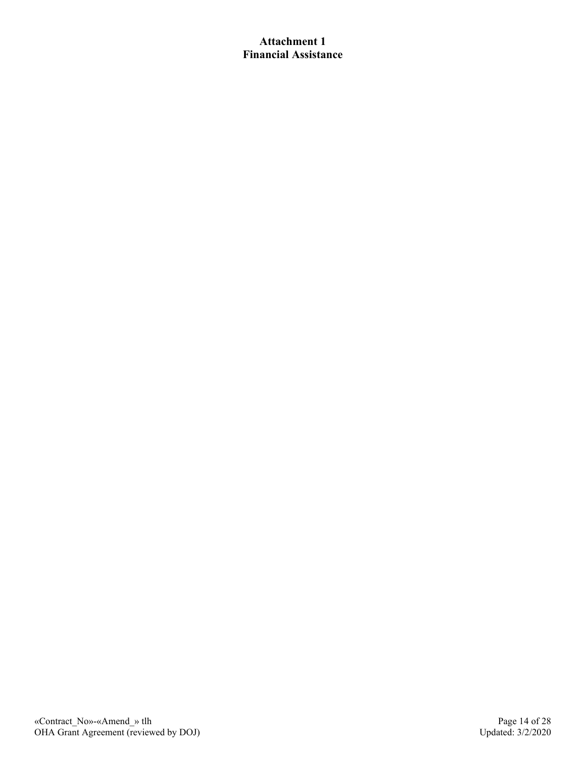# Attachment 1
# Financial Assistance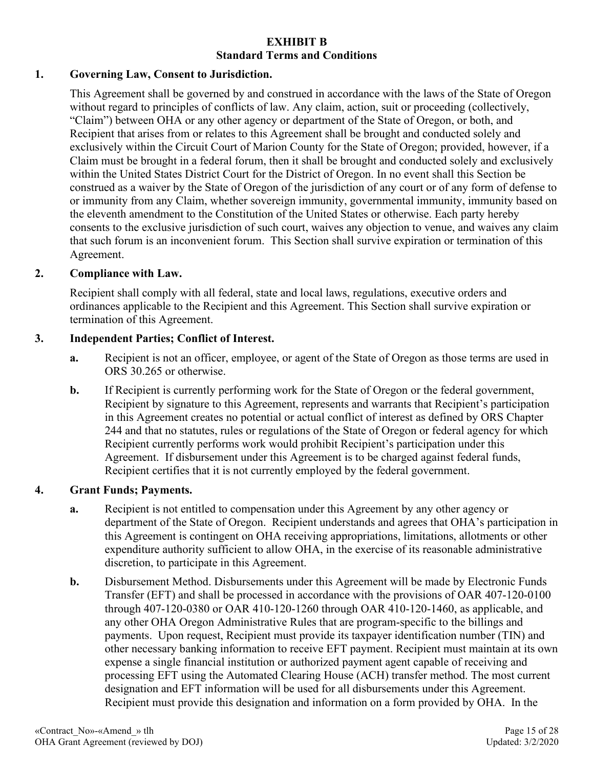# EXHIBIT B
## Standard Terms and Conditions

**1. Governing Law, Consent to Jurisdiction.**

This Agreement shall be governed by and construed in accordance with the laws of the State of Oregon without regard to principles of conflicts of law. Any claim, action, suit or proceeding (collectively, "Claim") between OHA or any other agency or department of the State of Oregon, or both, and Recipient that arises from or relates to this Agreement shall be brought and conducted solely and exclusively within the Circuit Court of Marion County for the State of Oregon; provided, however, if a Claim must be brought in a federal forum, then it shall be brought and conducted solely and exclusively within the United States District Court for the District of Oregon. In no event shall this Section be construed as a waiver by the State of Oregon of the jurisdiction of any court or of any form of defense to or immunity from any Claim, whether sovereign immunity, governmental immunity, immunity based on the eleventh amendment to the Constitution of the United States or otherwise. Each party hereby consents to the exclusive jurisdiction of such court, waives any objection to venue, and waives any claim that such forum is an inconvenient forum. This Section shall survive expiration or termination of this Agreement.

**2. Compliance with Law.**

Recipient shall comply with all federal, state and local laws, regulations, executive orders and ordinances applicable to the Recipient and this Agreement. This Section shall survive expiration or termination of this Agreement.

**3. Independent Parties; Conflict of Interest.**

**a.** Recipient is not an officer, employee, or agent of the State of Oregon as those terms are used in ORS 30.265 or otherwise.

**b.** If Recipient is currently performing work for the State of Oregon or the federal government, Recipient by signature to this Agreement, represents and warrants that Recipient's participation in this Agreement creates no potential or actual conflict of interest as defined by ORS Chapter 244 and that no statutes, rules or regulations of the State of Oregon or federal agency for which Recipient currently performs work would prohibit Recipient's participation under this Agreement. If disbursement under this Agreement is to be charged against federal funds, Recipient certifies that it is not currently employed by the federal government.

**4. Grant Funds; Payments.**

**a.** Recipient is not entitled to compensation under this Agreement by any other agency or department of the State of Oregon. Recipient understands and agrees that OHA's participation in this Agreement is contingent on OHA receiving appropriations, limitations, allotments or other expenditure authority sufficient to allow OHA, in the exercise of its reasonable administrative discretion, to participate in this Agreement.

**b.** Disbursement Method. Disbursements under this Agreement will be made by Electronic Funds Transfer (EFT) and shall be processed in accordance with the provisions of OAR 407-120-0100 through 407-120-0380 or OAR 410-120-1260 through OAR 410-120-1460, as applicable, and any other OHA Oregon Administrative Rules that are program-specific to the billings and payments. Upon request, Recipient must provide its taxpayer identification number (TIN) and other necessary banking information to receive EFT payment. Recipient must maintain at its own expense a single financial institution or authorized payment agent capable of receiving and processing EFT using the Automated Clearing House (ACH) transfer method. The most current designation and EFT information will be used for all disbursements under this Agreement. Recipient must provide this designation and information on a form provided by OHA. In the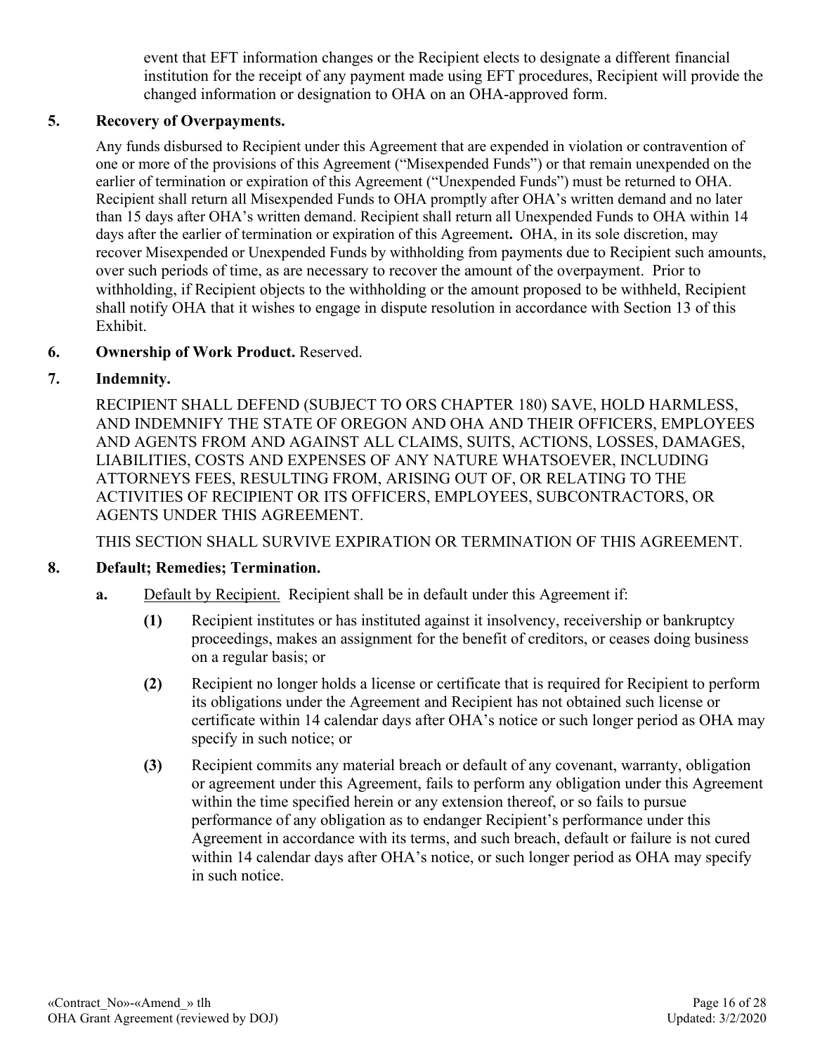event that EFT information changes or the Recipient elects to designate a different financial institution for the receipt of any payment made using EFT procedures, Recipient will provide the changed information or designation to OHA on an OHA-approved form.

**5. Recovery of Overpayments.**

Any funds disbursed to Recipient under this Agreement that are expended in violation or contravention of one or more of the provisions of this Agreement ("Misexpended Funds") or that remain unexpended on the earlier of termination or expiration of this Agreement ("Unexpended Funds") must be returned to OHA. Recipient shall return all Misexpended Funds to OHA promptly after OHA's written demand and no later than 15 days after OHA's written demand. Recipient shall return all Unexpended Funds to OHA within 14 days after the earlier of termination or expiration of this Agreement**.** OHA, in its sole discretion, may recover Misexpended or Unexpended Funds by withholding from payments due to Recipient such amounts, over such periods of time, as are necessary to recover the amount of the overpayment. Prior to withholding, if Recipient objects to the withholding or the amount proposed to be withheld, Recipient shall notify OHA that it wishes to engage in dispute resolution in accordance with Section 13 of this Exhibit.

**6. Ownership of Work Product.** Reserved.

**7. Indemnity.**

RECIPIENT SHALL DEFEND (SUBJECT TO ORS CHAPTER 180) SAVE, HOLD HARMLESS, AND INDEMNIFY THE STATE OF OREGON AND OHA AND THEIR OFFICERS, EMPLOYEES AND AGENTS FROM AND AGAINST ALL CLAIMS, SUITS, ACTIONS, LOSSES, DAMAGES, LIABILITIES, COSTS AND EXPENSES OF ANY NATURE WHATSOEVER, INCLUDING ATTORNEYS FEES, RESULTING FROM, ARISING OUT OF, OR RELATING TO THE ACTIVITIES OF RECIPIENT OR ITS OFFICERS, EMPLOYEES, SUBCONTRACTORS, OR AGENTS UNDER THIS AGREEMENT.

THIS SECTION SHALL SURVIVE EXPIRATION OR TERMINATION OF THIS AGREEMENT.

**8. Default; Remedies; Termination.**

**a.** Default by Recipient. Recipient shall be in default under this Agreement if:

**(1)** Recipient institutes or has instituted against it insolvency, receivership or bankruptcy proceedings, makes an assignment for the benefit of creditors, or ceases doing business on a regular basis; or

**(2)** Recipient no longer holds a license or certificate that is required for Recipient to perform its obligations under the Agreement and Recipient has not obtained such license or certificate within 14 calendar days after OHA's notice or such longer period as OHA may specify in such notice; or

**(3)** Recipient commits any material breach or default of any covenant, warranty, obligation or agreement under this Agreement, fails to perform any obligation under this Agreement within the time specified herein or any extension thereof, or so fails to pursue performance of any obligation as to endanger Recipient's performance under this Agreement in accordance with its terms, and such breach, default or failure is not cured within 14 calendar days after OHA's notice, or such longer period as OHA may specify in such notice.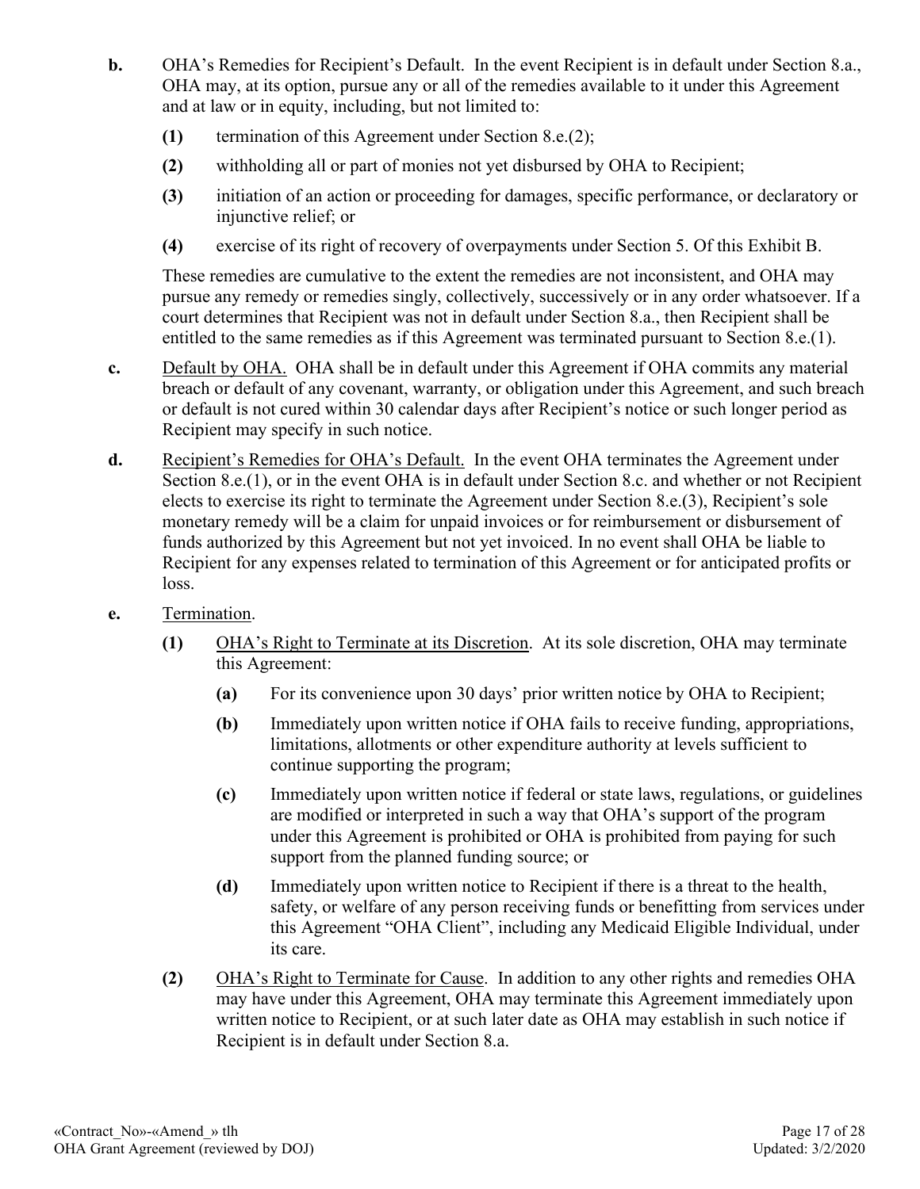**b.** OHA's Remedies for Recipient's Default. In the event Recipient is in default under Section 8.a., OHA may, at its option, pursue any or all of the remedies available to it under this Agreement and at law or in equity, including, but not limited to:

**(1)** termination of this Agreement under Section 8.e.(2);

**(2)** withholding all or part of monies not yet disbursed by OHA to Recipient;

**(3)** initiation of an action or proceeding for damages, specific performance, or declaratory or injunctive relief; or

**(4)** exercise of its right of recovery of overpayments under Section 5. Of this Exhibit B.

These remedies are cumulative to the extent the remedies are not inconsistent, and OHA may pursue any remedy or remedies singly, collectively, successively or in any order whatsoever. If a court determines that Recipient was not in default under Section 8.a., then Recipient shall be entitled to the same remedies as if this Agreement was terminated pursuant to Section 8.e.(1).

**c.** Default by OHA. OHA shall be in default under this Agreement if OHA commits any material breach or default of any covenant, warranty, or obligation under this Agreement, and such breach or default is not cured within 30 calendar days after Recipient's notice or such longer period as Recipient may specify in such notice.

**d.** Recipient's Remedies for OHA's Default. In the event OHA terminates the Agreement under Section 8.e.(1), or in the event OHA is in default under Section 8.c. and whether or not Recipient elects to exercise its right to terminate the Agreement under Section 8.e.(3), Recipient's sole monetary remedy will be a claim for unpaid invoices or for reimbursement or disbursement of funds authorized by this Agreement but not yet invoiced. In no event shall OHA be liable to Recipient for any expenses related to termination of this Agreement or for anticipated profits or loss.

**e.** Termination.

**(1)** OHA's Right to Terminate at its Discretion. At its sole discretion, OHA may terminate this Agreement:

**(a)** For its convenience upon 30 days' prior written notice by OHA to Recipient;

**(b)** Immediately upon written notice if OHA fails to receive funding, appropriations, limitations, allotments or other expenditure authority at levels sufficient to continue supporting the program;

**(c)** Immediately upon written notice if federal or state laws, regulations, or guidelines are modified or interpreted in such a way that OHA's support of the program under this Agreement is prohibited or OHA is prohibited from paying for such support from the planned funding source; or

**(d)** Immediately upon written notice to Recipient if there is a threat to the health, safety, or welfare of any person receiving funds or benefitting from services under this Agreement "OHA Client", including any Medicaid Eligible Individual, under its care.

**(2)** OHA's Right to Terminate for Cause. In addition to any other rights and remedies OHA may have under this Agreement, OHA may terminate this Agreement immediately upon written notice to Recipient, or at such later date as OHA may establish in such notice if Recipient is in default under Section 8.a.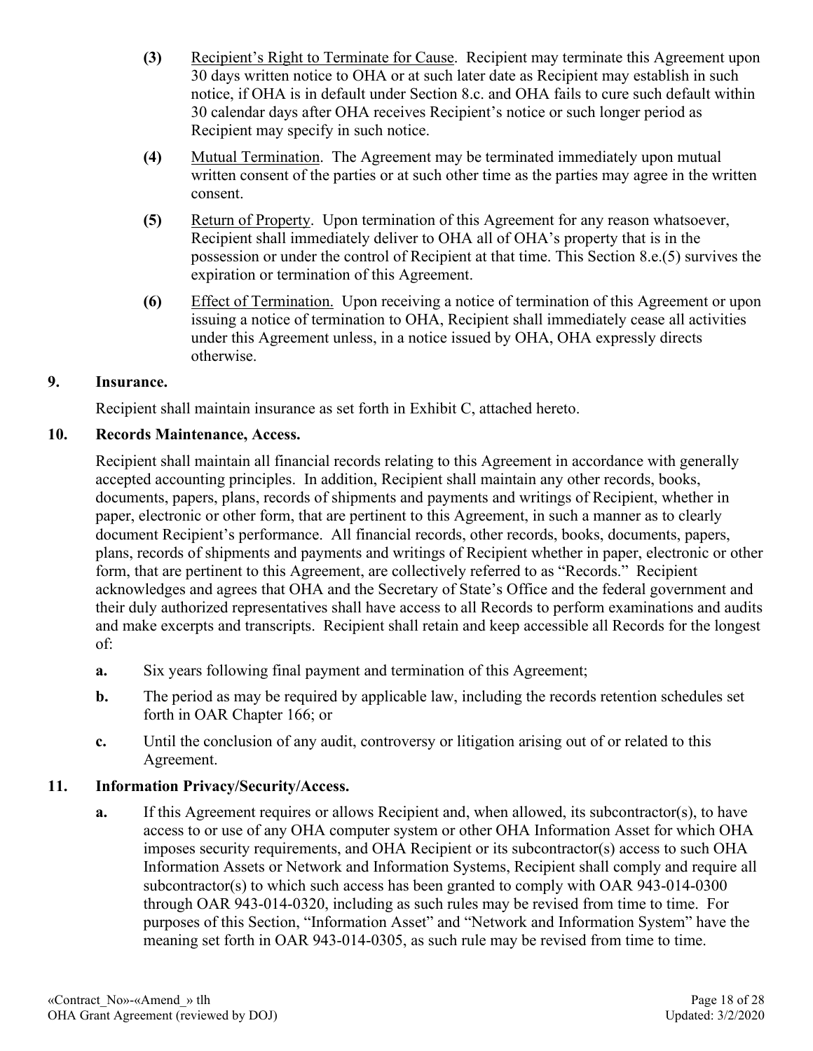**(3)** Recipient's Right to Terminate for Cause. Recipient may terminate this Agreement upon 30 days written notice to OHA or at such later date as Recipient may establish in such notice, if OHA is in default under Section 8.c. and OHA fails to cure such default within 30 calendar days after OHA receives Recipient's notice or such longer period as Recipient may specify in such notice.

**(4)** Mutual Termination. The Agreement may be terminated immediately upon mutual written consent of the parties or at such other time as the parties may agree in the written consent.

**(5)** Return of Property. Upon termination of this Agreement for any reason whatsoever, Recipient shall immediately deliver to OHA all of OHA's property that is in the possession or under the control of Recipient at that time. This Section 8.e.(5) survives the expiration or termination of this Agreement.

**(6)** Effect of Termination. Upon receiving a notice of termination of this Agreement or upon issuing a notice of termination to OHA, Recipient shall immediately cease all activities under this Agreement unless, in a notice issued by OHA, OHA expressly directs otherwise.

**9. Insurance.**

Recipient shall maintain insurance as set forth in Exhibit C, attached hereto.

**10. Records Maintenance, Access.**

Recipient shall maintain all financial records relating to this Agreement in accordance with generally accepted accounting principles. In addition, Recipient shall maintain any other records, books, documents, papers, plans, records of shipments and payments and writings of Recipient, whether in paper, electronic or other form, that are pertinent to this Agreement, in such a manner as to clearly document Recipient's performance. All financial records, other records, books, documents, papers, plans, records of shipments and payments and writings of Recipient whether in paper, electronic or other form, that are pertinent to this Agreement, are collectively referred to as "Records." Recipient acknowledges and agrees that OHA and the Secretary of State's Office and the federal government and their duly authorized representatives shall have access to all Records to perform examinations and audits and make excerpts and transcripts. Recipient shall retain and keep accessible all Records for the longest of:

**a.** Six years following final payment and termination of this Agreement;

**b.** The period as may be required by applicable law, including the records retention schedules set forth in OAR Chapter 166; or

**c.** Until the conclusion of any audit, controversy or litigation arising out of or related to this Agreement.

**11. Information Privacy/Security/Access.**

**a.** If this Agreement requires or allows Recipient and, when allowed, its subcontractor(s), to have access to or use of any OHA computer system or other OHA Information Asset for which OHA imposes security requirements, and OHA Recipient or its subcontractor(s) access to such OHA Information Assets or Network and Information Systems, Recipient shall comply and require all subcontractor(s) to which such access has been granted to comply with OAR 943-014-0300 through OAR 943-014-0320, including as such rules may be revised from time to time. For purposes of this Section, "Information Asset" and "Network and Information System" have the meaning set forth in OAR 943-014-0305, as such rule may be revised from time to time.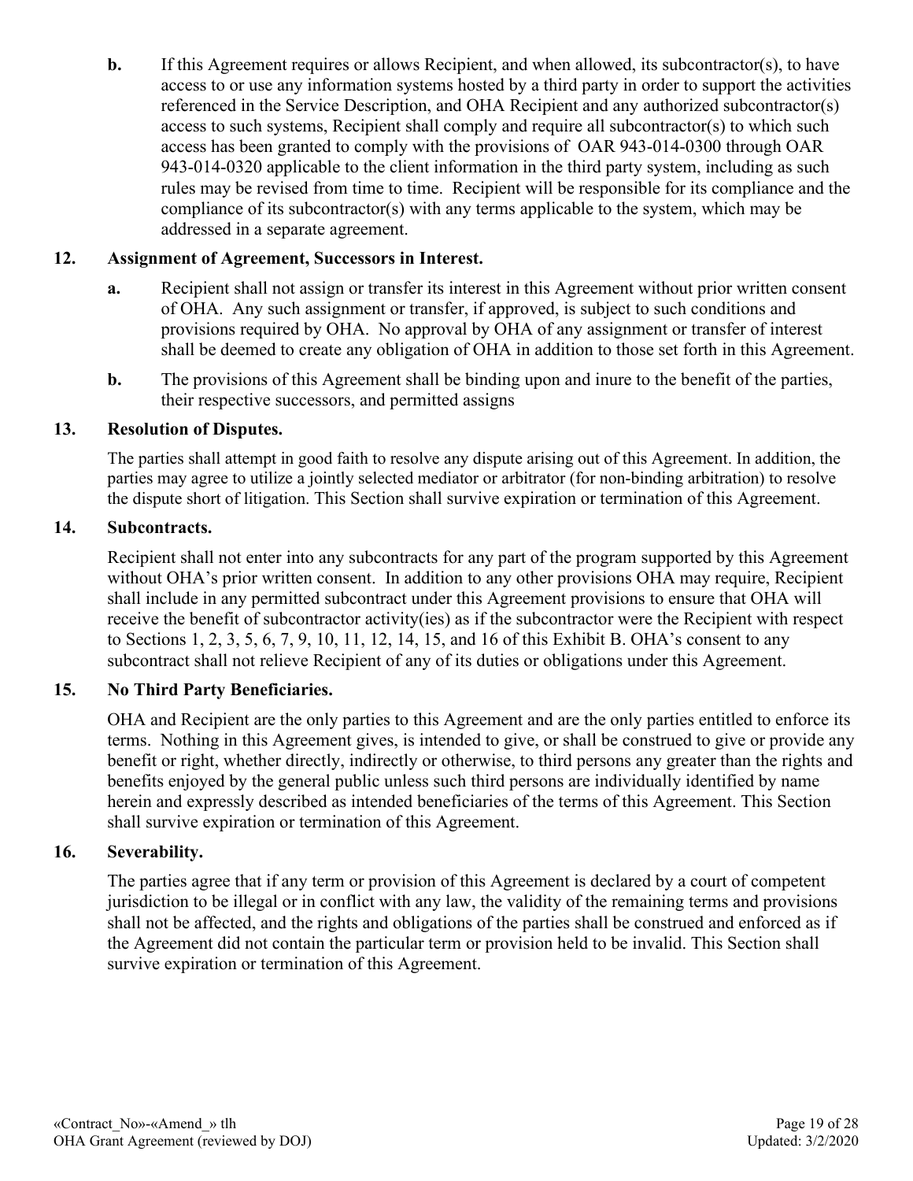**b.** If this Agreement requires or allows Recipient, and when allowed, its subcontractor(s), to have access to or use any information systems hosted by a third party in order to support the activities referenced in the Service Description, and OHA Recipient and any authorized subcontractor(s) access to such systems, Recipient shall comply and require all subcontractor(s) to which such access has been granted to comply with the provisions of OAR 943-014-0300 through OAR 943-014-0320 applicable to the client information in the third party system, including as such rules may be revised from time to time. Recipient will be responsible for its compliance and the compliance of its subcontractor(s) with any terms applicable to the system, which may be addressed in a separate agreement.

**12. Assignment of Agreement, Successors in Interest.**

**a.** Recipient shall not assign or transfer its interest in this Agreement without prior written consent of OHA. Any such assignment or transfer, if approved, is subject to such conditions and provisions required by OHA. No approval by OHA of any assignment or transfer of interest shall be deemed to create any obligation of OHA in addition to those set forth in this Agreement.

**b.** The provisions of this Agreement shall be binding upon and inure to the benefit of the parties, their respective successors, and permitted assigns

**13. Resolution of Disputes.**

The parties shall attempt in good faith to resolve any dispute arising out of this Agreement. In addition, the parties may agree to utilize a jointly selected mediator or arbitrator (for non-binding arbitration) to resolve the dispute short of litigation. This Section shall survive expiration or termination of this Agreement.

**14. Subcontracts.**

Recipient shall not enter into any subcontracts for any part of the program supported by this Agreement without OHA's prior written consent. In addition to any other provisions OHA may require, Recipient shall include in any permitted subcontract under this Agreement provisions to ensure that OHA will receive the benefit of subcontractor activity(ies) as if the subcontractor were the Recipient with respect to Sections 1, 2, 3, 5, 6, 7, 9, 10, 11, 12, 14, 15, and 16 of this Exhibit B. OHA's consent to any subcontract shall not relieve Recipient of any of its duties or obligations under this Agreement.

**15. No Third Party Beneficiaries.**

OHA and Recipient are the only parties to this Agreement and are the only parties entitled to enforce its terms. Nothing in this Agreement gives, is intended to give, or shall be construed to give or provide any benefit or right, whether directly, indirectly or otherwise, to third persons any greater than the rights and benefits enjoyed by the general public unless such third persons are individually identified by name herein and expressly described as intended beneficiaries of the terms of this Agreement. This Section shall survive expiration or termination of this Agreement.

**16. Severability.**

The parties agree that if any term or provision of this Agreement is declared by a court of competent jurisdiction to be illegal or in conflict with any law, the validity of the remaining terms and provisions shall not be affected, and the rights and obligations of the parties shall be construed and enforced as if the Agreement did not contain the particular term or provision held to be invalid. This Section shall survive expiration or termination of this Agreement.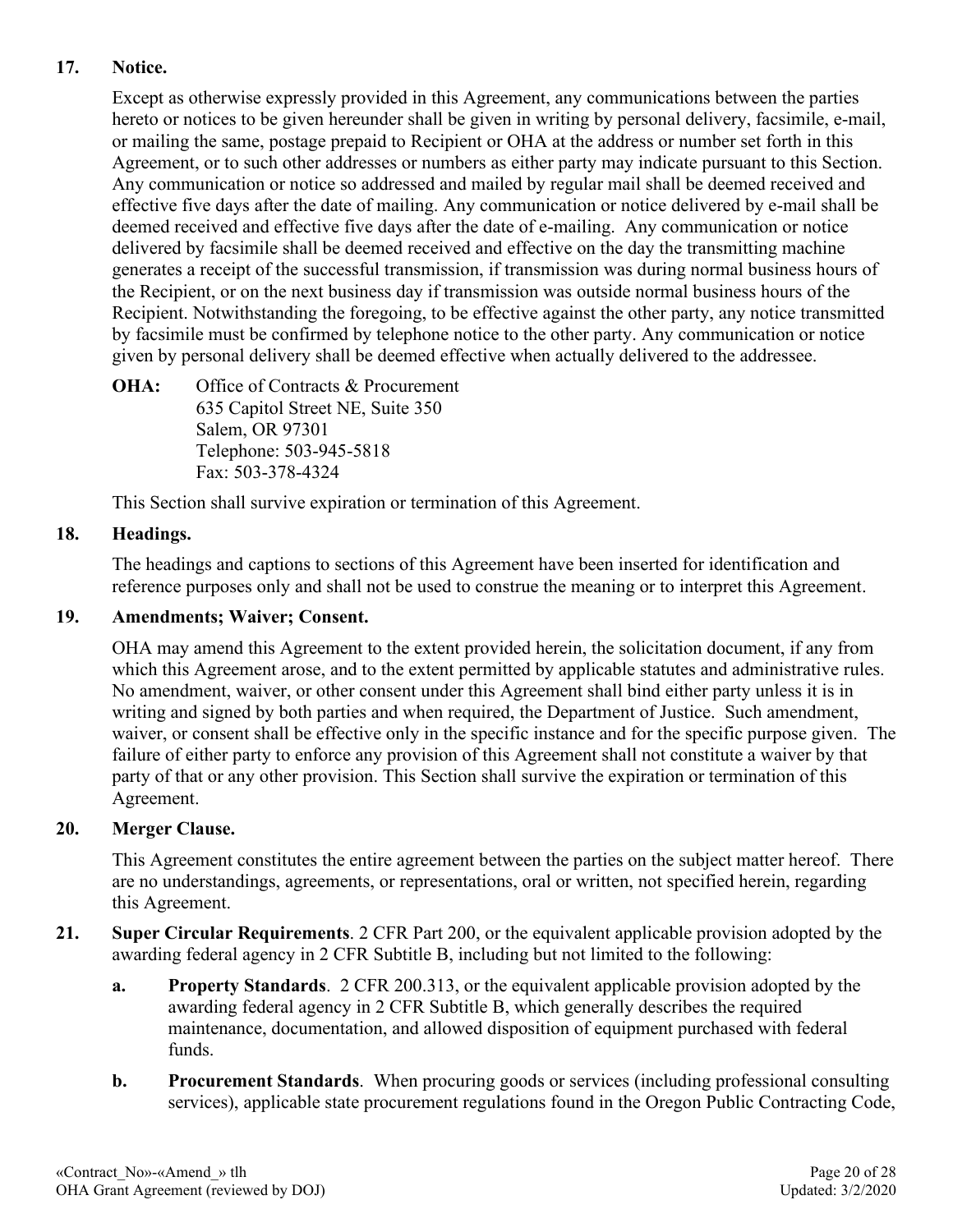**17. Notice.**

Except as otherwise expressly provided in this Agreement, any communications between the parties hereto or notices to be given hereunder shall be given in writing by personal delivery, facsimile, e-mail, or mailing the same, postage prepaid to Recipient or OHA at the address or number set forth in this Agreement, or to such other addresses or numbers as either party may indicate pursuant to this Section. Any communication or notice so addressed and mailed by regular mail shall be deemed received and effective five days after the date of mailing. Any communication or notice delivered by e-mail shall be deemed received and effective five days after the date of e-mailing. Any communication or notice delivered by facsimile shall be deemed received and effective on the day the transmitting machine generates a receipt of the successful transmission, if transmission was during normal business hours of the Recipient, or on the next business day if transmission was outside normal business hours of the Recipient. Notwithstanding the foregoing, to be effective against the other party, any notice transmitted by facsimile must be confirmed by telephone notice to the other party. Any communication or notice given by personal delivery shall be deemed effective when actually delivered to the addressee.

**OHA:** Office of Contracts & Procurement
635 Capitol Street NE, Suite 350
Salem, OR 97301
Telephone: 503-945-5818
Fax: 503-378-4324

This Section shall survive expiration or termination of this Agreement.

**18. Headings.**

The headings and captions to sections of this Agreement have been inserted for identification and reference purposes only and shall not be used to construe the meaning or to interpret this Agreement.

**19. Amendments; Waiver; Consent.**

OHA may amend this Agreement to the extent provided herein, the solicitation document, if any from which this Agreement arose, and to the extent permitted by applicable statutes and administrative rules. No amendment, waiver, or other consent under this Agreement shall bind either party unless it is in writing and signed by both parties and when required, the Department of Justice. Such amendment, waiver, or consent shall be effective only in the specific instance and for the specific purpose given. The failure of either party to enforce any provision of this Agreement shall not constitute a waiver by that party of that or any other provision. This Section shall survive the expiration or termination of this Agreement.

**20. Merger Clause.**

This Agreement constitutes the entire agreement between the parties on the subject matter hereof. There are no understandings, agreements, or representations, oral or written, not specified herein, regarding this Agreement.

**21. Super Circular Requirements**. 2 CFR Part 200, or the equivalent applicable provision adopted by the awarding federal agency in 2 CFR Subtitle B, including but not limited to the following:

**a. Property Standards**. 2 CFR 200.313, or the equivalent applicable provision adopted by the awarding federal agency in 2 CFR Subtitle B, which generally describes the required maintenance, documentation, and allowed disposition of equipment purchased with federal funds.

**b. Procurement Standards**. When procuring goods or services (including professional consulting services), applicable state procurement regulations found in the Oregon Public Contracting Code,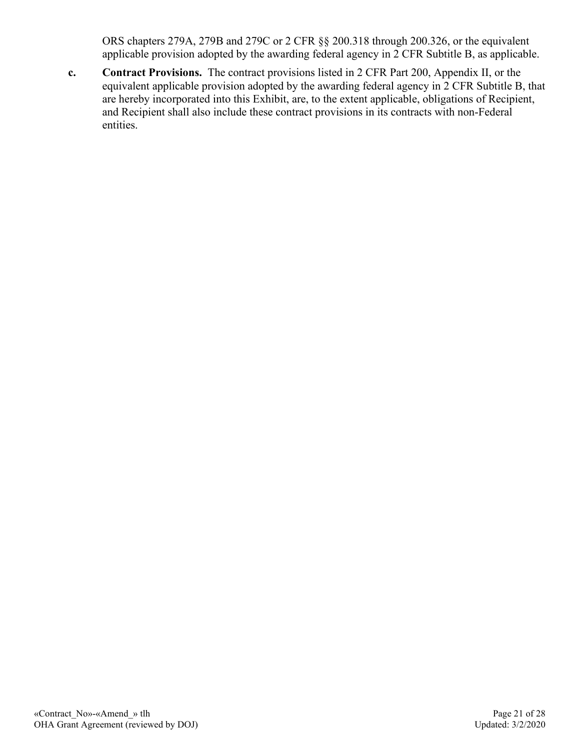ORS chapters 279A, 279B and 279C or 2 CFR §§ 200.318 through 200.326, or the equivalent applicable provision adopted by the awarding federal agency in 2 CFR Subtitle B, as applicable.

**c. Contract Provisions.** The contract provisions listed in 2 CFR Part 200, Appendix II, or the equivalent applicable provision adopted by the awarding federal agency in 2 CFR Subtitle B, that are hereby incorporated into this Exhibit, are, to the extent applicable, obligations of Recipient, and Recipient shall also include these contract provisions in its contracts with non-Federal entities.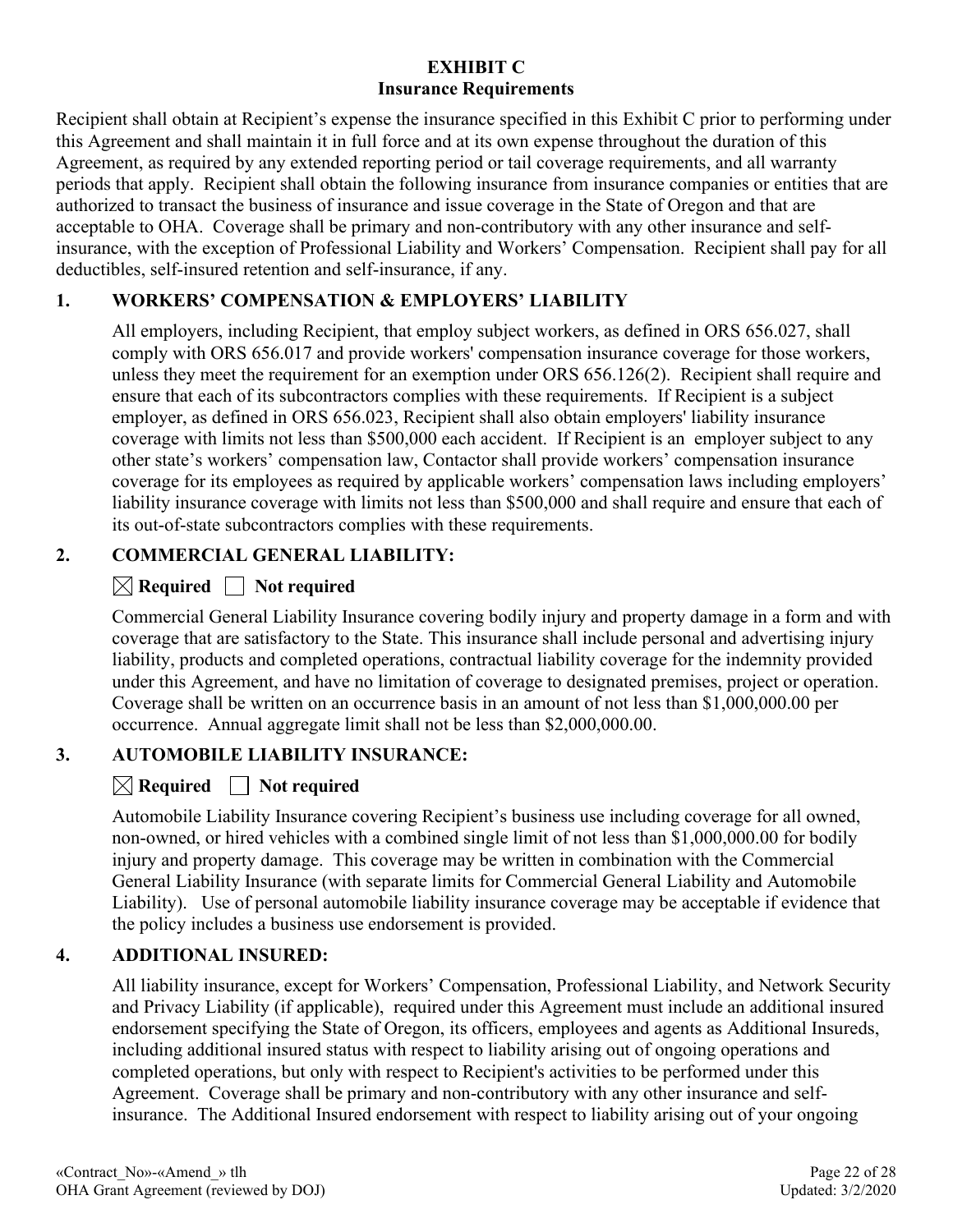## EXHIBIT C
## Insurance Requirements

Recipient shall obtain at Recipient's expense the insurance specified in this Exhibit C prior to performing under this Agreement and shall maintain it in full force and at its own expense throughout the duration of this Agreement, as required by any extended reporting period or tail coverage requirements, and all warranty periods that apply. Recipient shall obtain the following insurance from insurance companies or entities that are authorized to transact the business of insurance and issue coverage in the State of Oregon and that are acceptable to OHA. Coverage shall be primary and non-contributory with any other insurance and self-insurance, with the exception of Professional Liability and Workers' Compensation. Recipient shall pay for all deductibles, self-insured retention and self-insurance, if any.

### 1. WORKERS' COMPENSATION & EMPLOYERS' LIABILITY

All employers, including Recipient, that employ subject workers, as defined in ORS 656.027, shall comply with ORS 656.017 and provide workers' compensation insurance coverage for those workers, unless they meet the requirement for an exemption under ORS 656.126(2). Recipient shall require and ensure that each of its subcontractors complies with these requirements. If Recipient is a subject employer, as defined in ORS 656.023, Recipient shall also obtain employers' liability insurance coverage with limits not less than $500,000 each accident. If Recipient is an employer subject to any other state's workers' compensation law, Contactor shall provide workers' compensation insurance coverage for its employees as required by applicable workers' compensation laws including employers' liability insurance coverage with limits not less than $500,000 and shall require and ensure that each of its out-of-state subcontractors complies with these requirements.

### 2. COMMERCIAL GENERAL LIABILITY:

☒ **Required** ☐ **Not required**

Commercial General Liability Insurance covering bodily injury and property damage in a form and with coverage that are satisfactory to the State. This insurance shall include personal and advertising injury liability, products and completed operations, contractual liability coverage for the indemnity provided under this Agreement, and have no limitation of coverage to designated premises, project or operation. Coverage shall be written on an occurrence basis in an amount of not less than $1,000,000.00 per occurrence. Annual aggregate limit shall not be less than $2,000,000.00.

### 3. AUTOMOBILE LIABILITY INSURANCE:

☒ **Required** ☐ **Not required**

Automobile Liability Insurance covering Recipient's business use including coverage for all owned, non-owned, or hired vehicles with a combined single limit of not less than $1,000,000.00 for bodily injury and property damage. This coverage may be written in combination with the Commercial General Liability Insurance (with separate limits for Commercial General Liability and Automobile Liability). Use of personal automobile liability insurance coverage may be acceptable if evidence that the policy includes a business use endorsement is provided.

### 4. ADDITIONAL INSURED:

All liability insurance, except for Workers' Compensation, Professional Liability, and Network Security and Privacy Liability (if applicable), required under this Agreement must include an additional insured endorsement specifying the State of Oregon, its officers, employees and agents as Additional Insureds, including additional insured status with respect to liability arising out of ongoing operations and completed operations, but only with respect to Recipient's activities to be performed under this Agreement. Coverage shall be primary and non-contributory with any other insurance and self-insurance. The Additional Insured endorsement with respect to liability arising out of your ongoing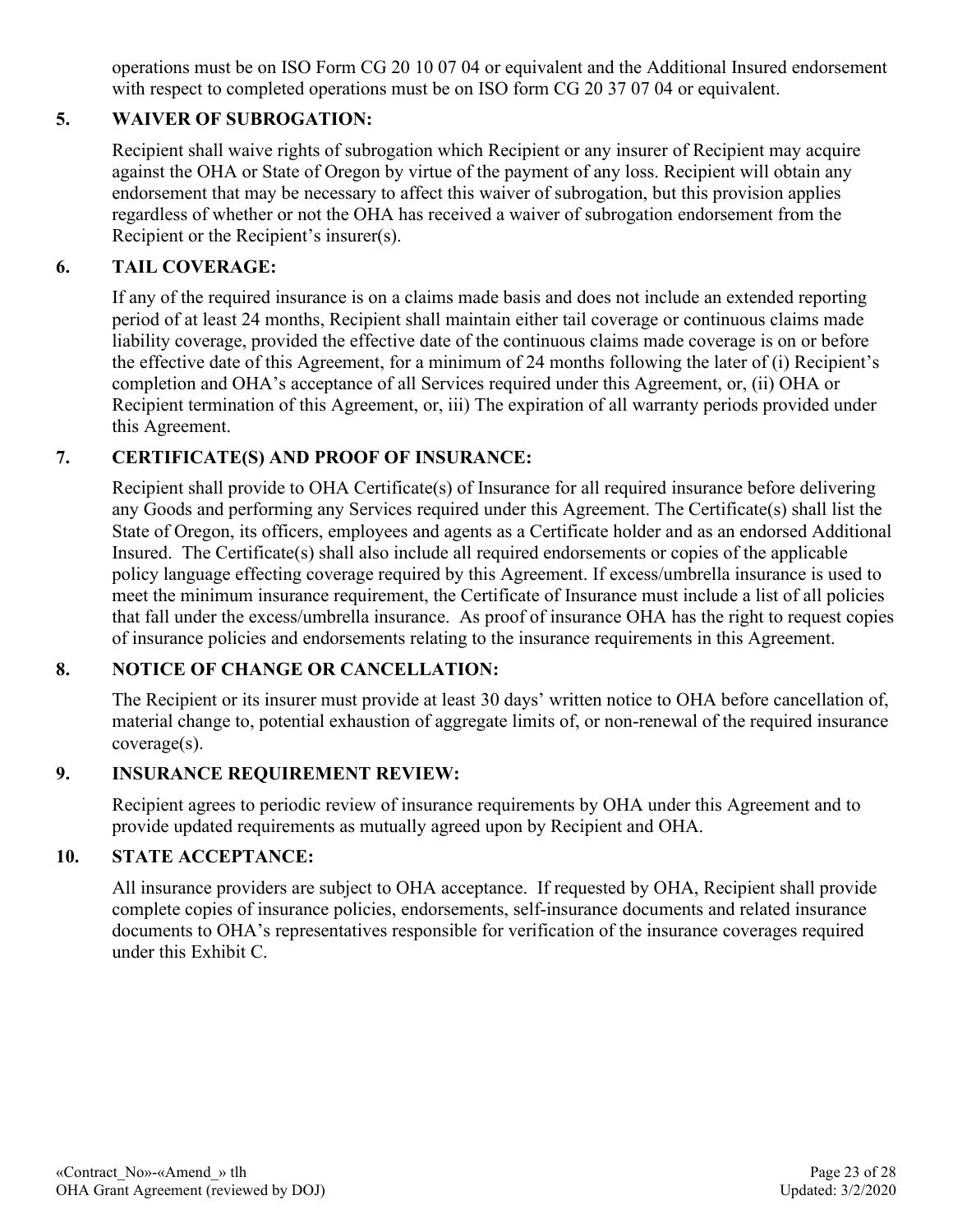operations must be on ISO Form CG 20 10 07 04 or equivalent and the Additional Insured endorsement with respect to completed operations must be on ISO form CG 20 37 07 04 or equivalent.

## 5. WAIVER OF SUBROGATION:

Recipient shall waive rights of subrogation which Recipient or any insurer of Recipient may acquire against the OHA or State of Oregon by virtue of the payment of any loss. Recipient will obtain any endorsement that may be necessary to affect this waiver of subrogation, but this provision applies regardless of whether or not the OHA has received a waiver of subrogation endorsement from the Recipient or the Recipient's insurer(s).

## 6. TAIL COVERAGE:

If any of the required insurance is on a claims made basis and does not include an extended reporting period of at least 24 months, Recipient shall maintain either tail coverage or continuous claims made liability coverage, provided the effective date of the continuous claims made coverage is on or before the effective date of this Agreement, for a minimum of 24 months following the later of (i) Recipient's completion and OHA's acceptance of all Services required under this Agreement, or, (ii) OHA or Recipient termination of this Agreement, or, iii) The expiration of all warranty periods provided under this Agreement.

## 7. CERTIFICATE(S) AND PROOF OF INSURANCE:

Recipient shall provide to OHA Certificate(s) of Insurance for all required insurance before delivering any Goods and performing any Services required under this Agreement. The Certificate(s) shall list the State of Oregon, its officers, employees and agents as a Certificate holder and as an endorsed Additional Insured. The Certificate(s) shall also include all required endorsements or copies of the applicable policy language effecting coverage required by this Agreement. If excess/umbrella insurance is used to meet the minimum insurance requirement, the Certificate of Insurance must include a list of all policies that fall under the excess/umbrella insurance. As proof of insurance OHA has the right to request copies of insurance policies and endorsements relating to the insurance requirements in this Agreement.

## 8. NOTICE OF CHANGE OR CANCELLATION:

The Recipient or its insurer must provide at least 30 days' written notice to OHA before cancellation of, material change to, potential exhaustion of aggregate limits of, or non-renewal of the required insurance coverage(s).

## 9. INSURANCE REQUIREMENT REVIEW:

Recipient agrees to periodic review of insurance requirements by OHA under this Agreement and to provide updated requirements as mutually agreed upon by Recipient and OHA.

## 10. STATE ACCEPTANCE:

All insurance providers are subject to OHA acceptance. If requested by OHA, Recipient shall provide complete copies of insurance policies, endorsements, self-insurance documents and related insurance documents to OHA's representatives responsible for verification of the insurance coverages required under this Exhibit C.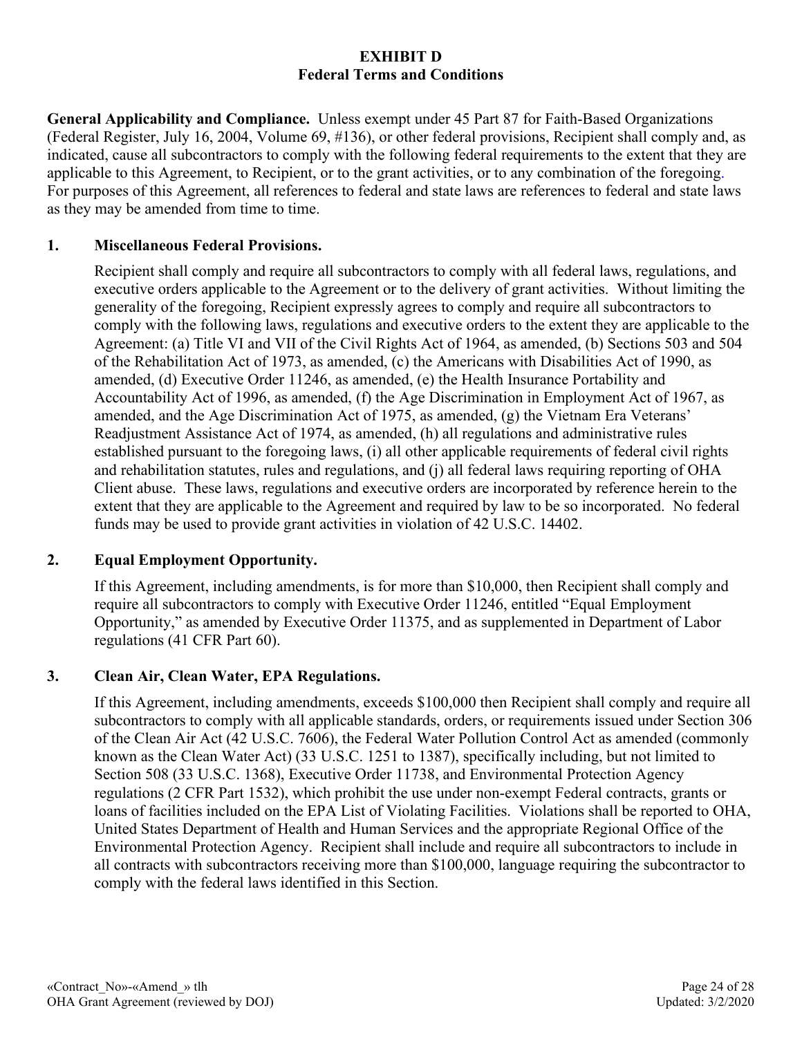# EXHIBIT D
## Federal Terms and Conditions

**General Applicability and Compliance.** Unless exempt under 45 Part 87 for Faith-Based Organizations (Federal Register, July 16, 2004, Volume 69, #136), or other federal provisions, Recipient shall comply and, as indicated, cause all subcontractors to comply with the following federal requirements to the extent that they are applicable to this Agreement, to Recipient, or to the grant activities, or to any combination of the foregoing. For purposes of this Agreement, all references to federal and state laws are references to federal and state laws as they may be amended from time to time.

**1. Miscellaneous Federal Provisions.**

Recipient shall comply and require all subcontractors to comply with all federal laws, regulations, and executive orders applicable to the Agreement or to the delivery of grant activities. Without limiting the generality of the foregoing, Recipient expressly agrees to comply and require all subcontractors to comply with the following laws, regulations and executive orders to the extent they are applicable to the Agreement: (a) Title VI and VII of the Civil Rights Act of 1964, as amended, (b) Sections 503 and 504 of the Rehabilitation Act of 1973, as amended, (c) the Americans with Disabilities Act of 1990, as amended, (d) Executive Order 11246, as amended, (e) the Health Insurance Portability and Accountability Act of 1996, as amended, (f) the Age Discrimination in Employment Act of 1967, as amended, and the Age Discrimination Act of 1975, as amended, (g) the Vietnam Era Veterans' Readjustment Assistance Act of 1974, as amended, (h) all regulations and administrative rules established pursuant to the foregoing laws, (i) all other applicable requirements of federal civil rights and rehabilitation statutes, rules and regulations, and (j) all federal laws requiring reporting of OHA Client abuse. These laws, regulations and executive orders are incorporated by reference herein to the extent that they are applicable to the Agreement and required by law to be so incorporated. No federal funds may be used to provide grant activities in violation of 42 U.S.C. 14402.

**2. Equal Employment Opportunity.**

If this Agreement, including amendments, is for more than $10,000, then Recipient shall comply and require all subcontractors to comply with Executive Order 11246, entitled "Equal Employment Opportunity," as amended by Executive Order 11375, and as supplemented in Department of Labor regulations (41 CFR Part 60).

**3. Clean Air, Clean Water, EPA Regulations.**

If this Agreement, including amendments, exceeds $100,000 then Recipient shall comply and require all subcontractors to comply with all applicable standards, orders, or requirements issued under Section 306 of the Clean Air Act (42 U.S.C. 7606), the Federal Water Pollution Control Act as amended (commonly known as the Clean Water Act) (33 U.S.C. 1251 to 1387), specifically including, but not limited to Section 508 (33 U.S.C. 1368), Executive Order 11738, and Environmental Protection Agency regulations (2 CFR Part 1532), which prohibit the use under non-exempt Federal contracts, grants or loans of facilities included on the EPA List of Violating Facilities. Violations shall be reported to OHA, United States Department of Health and Human Services and the appropriate Regional Office of the Environmental Protection Agency. Recipient shall include and require all subcontractors to include in all contracts with subcontractors receiving more than $100,000, language requiring the subcontractor to comply with the federal laws identified in this Section.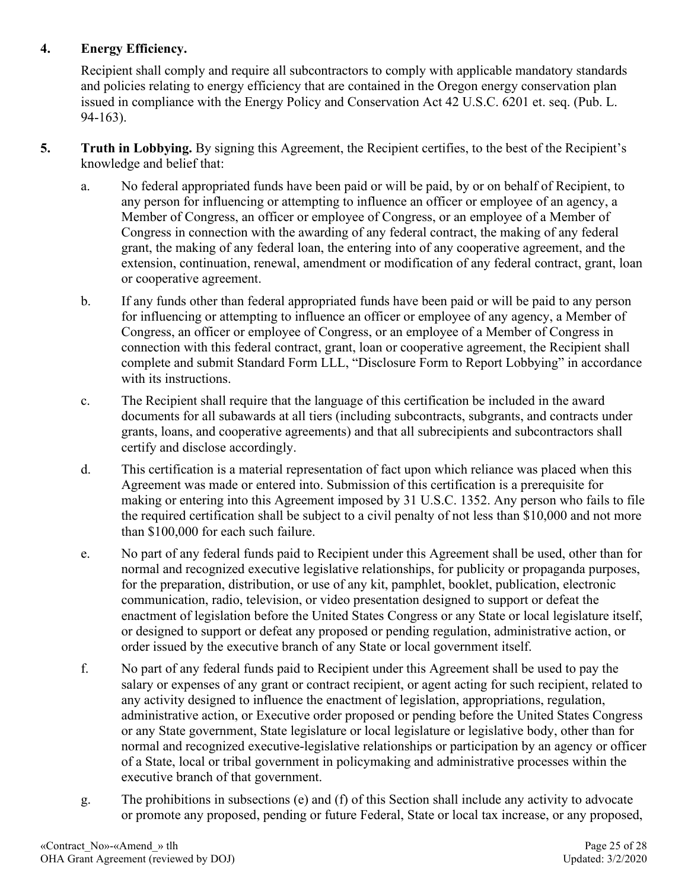**4. Energy Efficiency.**

Recipient shall comply and require all subcontractors to comply with applicable mandatory standards and policies relating to energy efficiency that are contained in the Oregon energy conservation plan issued in compliance with the Energy Policy and Conservation Act 42 U.S.C. 6201 et. seq. (Pub. L. 94-163).

**5. Truth in Lobbying.** By signing this Agreement, the Recipient certifies, to the best of the Recipient's knowledge and belief that:

a. No federal appropriated funds have been paid or will be paid, by or on behalf of Recipient, to any person for influencing or attempting to influence an officer or employee of an agency, a Member of Congress, an officer or employee of Congress, or an employee of a Member of Congress in connection with the awarding of any federal contract, the making of any federal grant, the making of any federal loan, the entering into of any cooperative agreement, and the extension, continuation, renewal, amendment or modification of any federal contract, grant, loan or cooperative agreement.

b. If any funds other than federal appropriated funds have been paid or will be paid to any person for influencing or attempting to influence an officer or employee of any agency, a Member of Congress, an officer or employee of Congress, or an employee of a Member of Congress in connection with this federal contract, grant, loan or cooperative agreement, the Recipient shall complete and submit Standard Form LLL, "Disclosure Form to Report Lobbying" in accordance with its instructions.

c. The Recipient shall require that the language of this certification be included in the award documents for all subawards at all tiers (including subcontracts, subgrants, and contracts under grants, loans, and cooperative agreements) and that all subrecipients and subcontractors shall certify and disclose accordingly.

d. This certification is a material representation of fact upon which reliance was placed when this Agreement was made or entered into. Submission of this certification is a prerequisite for making or entering into this Agreement imposed by 31 U.S.C. 1352. Any person who fails to file the required certification shall be subject to a civil penalty of not less than $10,000 and not more than $100,000 for each such failure.

e. No part of any federal funds paid to Recipient under this Agreement shall be used, other than for normal and recognized executive legislative relationships, for publicity or propaganda purposes, for the preparation, distribution, or use of any kit, pamphlet, booklet, publication, electronic communication, radio, television, or video presentation designed to support or defeat the enactment of legislation before the United States Congress or any State or local legislature itself, or designed to support or defeat any proposed or pending regulation, administrative action, or order issued by the executive branch of any State or local government itself.

f. No part of any federal funds paid to Recipient under this Agreement shall be used to pay the salary or expenses of any grant or contract recipient, or agent acting for such recipient, related to any activity designed to influence the enactment of legislation, appropriations, regulation, administrative action, or Executive order proposed or pending before the United States Congress or any State government, State legislature or local legislature or legislative body, other than for normal and recognized executive-legislative relationships or participation by an agency or officer of a State, local or tribal government in policymaking and administrative processes within the executive branch of that government.

g. The prohibitions in subsections (e) and (f) of this Section shall include any activity to advocate or promote any proposed, pending or future Federal, State or local tax increase, or any proposed,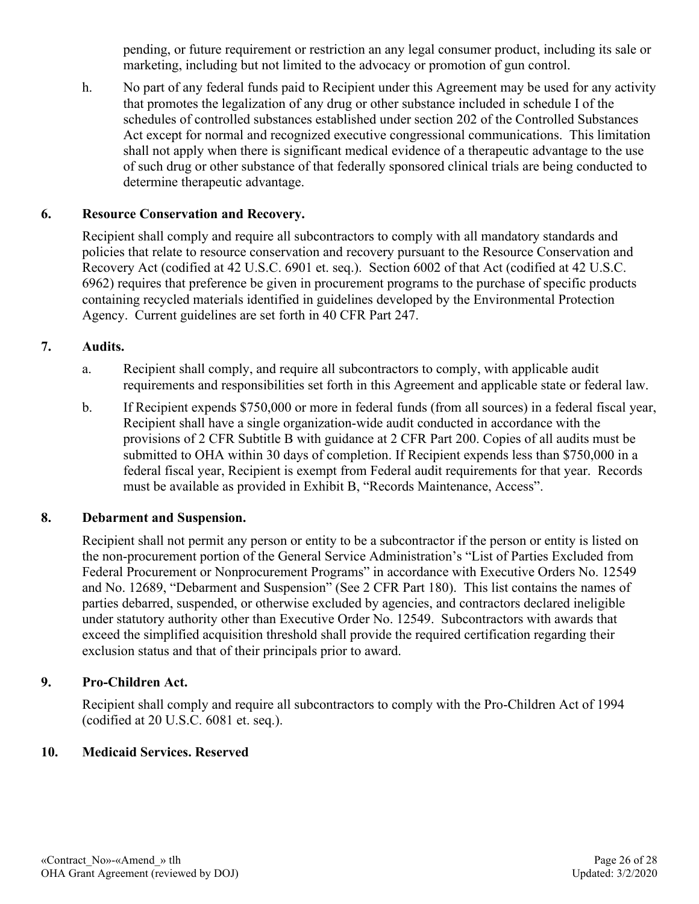pending, or future requirement or restriction an any legal consumer product, including its sale or marketing, including but not limited to the advocacy or promotion of gun control.

h. No part of any federal funds paid to Recipient under this Agreement may be used for any activity that promotes the legalization of any drug or other substance included in schedule I of the schedules of controlled substances established under section 202 of the Controlled Substances Act except for normal and recognized executive congressional communications. This limitation shall not apply when there is significant medical evidence of a therapeutic advantage to the use of such drug or other substance of that federally sponsored clinical trials are being conducted to determine therapeutic advantage.

**6. Resource Conservation and Recovery.**

Recipient shall comply and require all subcontractors to comply with all mandatory standards and policies that relate to resource conservation and recovery pursuant to the Resource Conservation and Recovery Act (codified at 42 U.S.C. 6901 et. seq.). Section 6002 of that Act (codified at 42 U.S.C. 6962) requires that preference be given in procurement programs to the purchase of specific products containing recycled materials identified in guidelines developed by the Environmental Protection Agency. Current guidelines are set forth in 40 CFR Part 247.

**7. Audits.**

a. Recipient shall comply, and require all subcontractors to comply, with applicable audit requirements and responsibilities set forth in this Agreement and applicable state or federal law.

b. If Recipient expends $750,000 or more in federal funds (from all sources) in a federal fiscal year, Recipient shall have a single organization-wide audit conducted in accordance with the provisions of 2 CFR Subtitle B with guidance at 2 CFR Part 200. Copies of all audits must be submitted to OHA within 30 days of completion. If Recipient expends less than $750,000 in a federal fiscal year, Recipient is exempt from Federal audit requirements for that year. Records must be available as provided in Exhibit B, "Records Maintenance, Access".

**8. Debarment and Suspension.**

Recipient shall not permit any person or entity to be a subcontractor if the person or entity is listed on the non-procurement portion of the General Service Administration's "List of Parties Excluded from Federal Procurement or Nonprocurement Programs" in accordance with Executive Orders No. 12549 and No. 12689, "Debarment and Suspension" (See 2 CFR Part 180). This list contains the names of parties debarred, suspended, or otherwise excluded by agencies, and contractors declared ineligible under statutory authority other than Executive Order No. 12549. Subcontractors with awards that exceed the simplified acquisition threshold shall provide the required certification regarding their exclusion status and that of their principals prior to award.

**9. Pro-Children Act.**

Recipient shall comply and require all subcontractors to comply with the Pro-Children Act of 1994 (codified at 20 U.S.C. 6081 et. seq.).

**10. Medicaid Services. Reserved**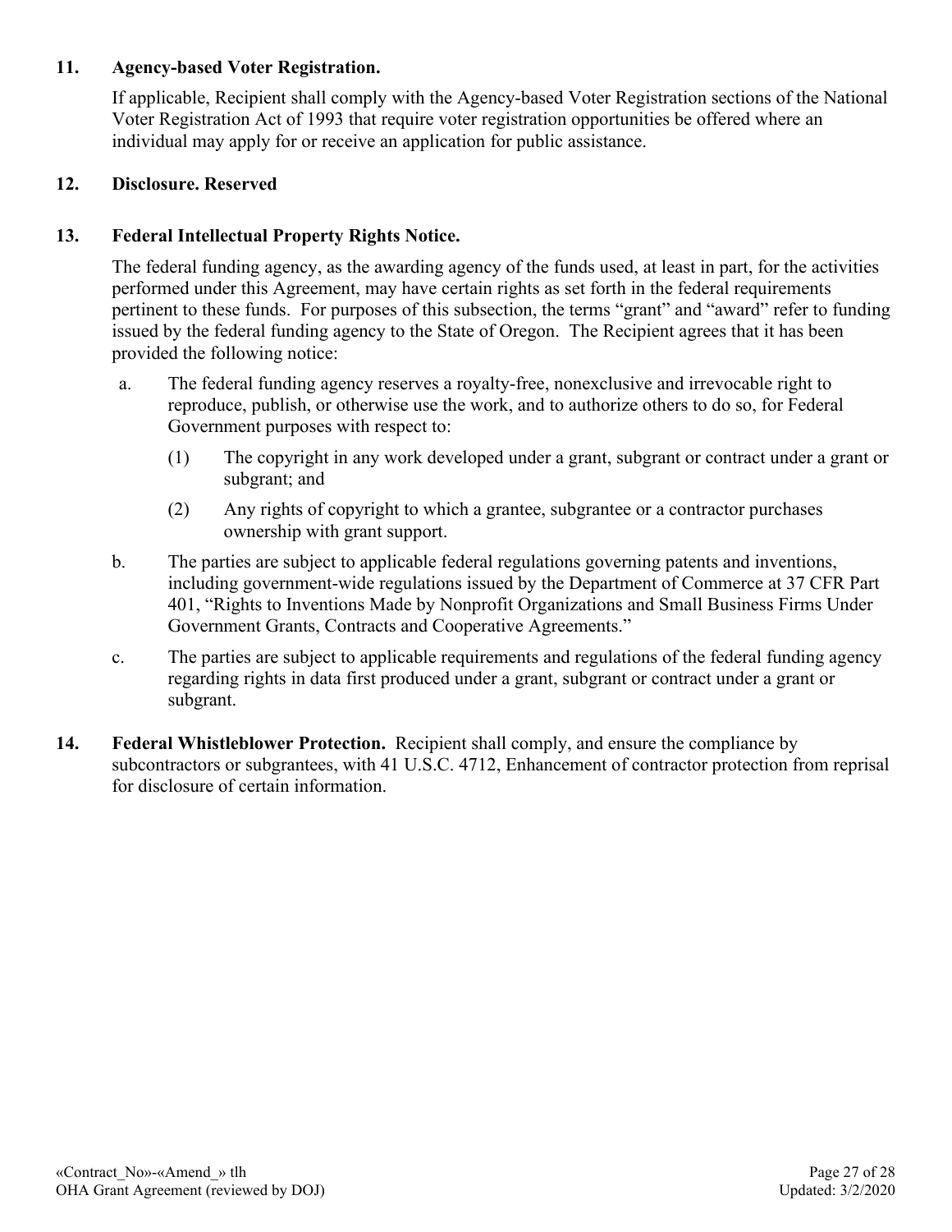**11. Agency-based Voter Registration.**

If applicable, Recipient shall comply with the Agency-based Voter Registration sections of the National Voter Registration Act of 1993 that require voter registration opportunities be offered where an individual may apply for or receive an application for public assistance.

**12. Disclosure. Reserved**

**13. Federal Intellectual Property Rights Notice.**

The federal funding agency, as the awarding agency of the funds used, at least in part, for the activities performed under this Agreement, may have certain rights as set forth in the federal requirements pertinent to these funds. For purposes of this subsection, the terms "grant" and "award" refer to funding issued by the federal funding agency to the State of Oregon. The Recipient agrees that it has been provided the following notice:

a. The federal funding agency reserves a royalty-free, nonexclusive and irrevocable right to reproduce, publish, or otherwise use the work, and to authorize others to do so, for Federal Government purposes with respect to:

   (1) The copyright in any work developed under a grant, subgrant or contract under a grant or subgrant; and

   (2) Any rights of copyright to which a grantee, subgrantee or a contractor purchases ownership with grant support.

b. The parties are subject to applicable federal regulations governing patents and inventions, including government-wide regulations issued by the Department of Commerce at 37 CFR Part 401, "Rights to Inventions Made by Nonprofit Organizations and Small Business Firms Under Government Grants, Contracts and Cooperative Agreements."

c. The parties are subject to applicable requirements and regulations of the federal funding agency regarding rights in data first produced under a grant, subgrant or contract under a grant or subgrant.

**14. Federal Whistleblower Protection.** Recipient shall comply, and ensure the compliance by subcontractors or subgrantees, with 41 U.S.C. 4712, Enhancement of contractor protection from reprisal for disclosure of certain information.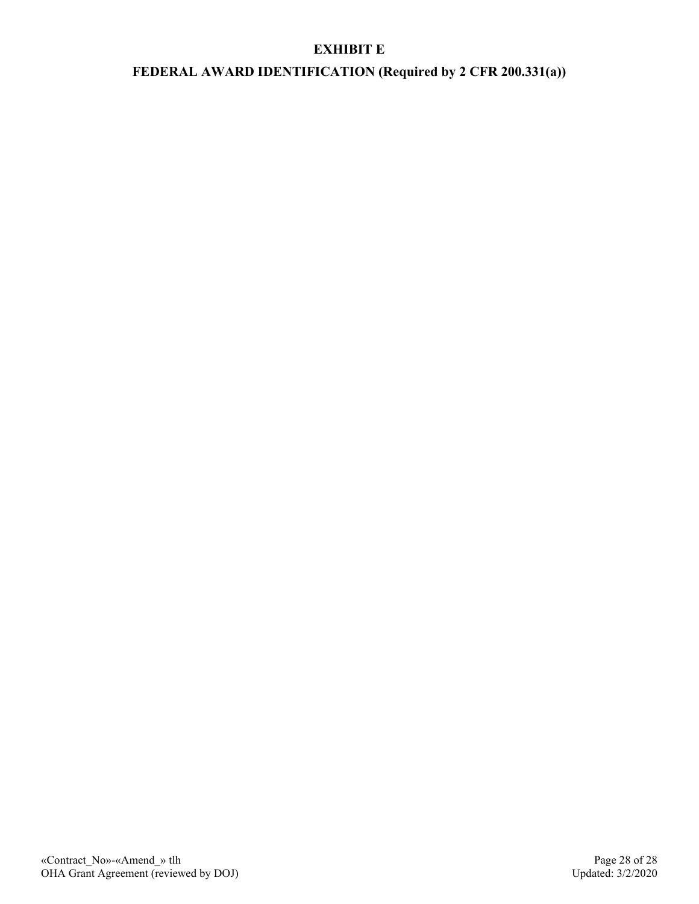# EXHIBIT E

## FEDERAL AWARD IDENTIFICATION (Required by 2 CFR 200.331(a))